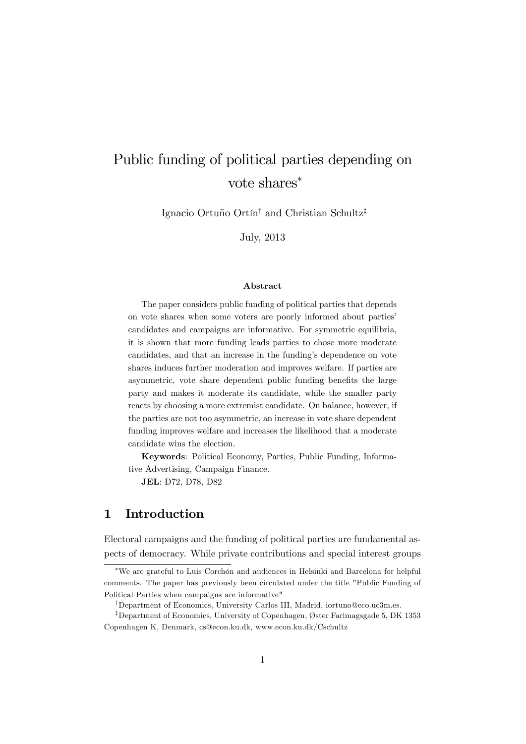# Public funding of political parties depending on vote shares*

Ignacio Ortuño Ortín[†] and Christian Schultz[‡]

July, 2013

### Abstract

The paper considers public funding of political parties that depends on vote shares when some voters are poorly informed about parties' candidates and campaigns are informative. For symmetric equilibria, it is shown that more funding leads parties to chose more moderate candidates, and that an increase in the funding's dependence on vote shares induces further moderation and improves welfare. If parties are asymmetric, vote share dependent public funding benefits the large party and makes it moderate its candidate, while the smaller party reacts by choosing a more extremist candidate. On balance, however, if the parties are not too asymmetric, an increase in vote share dependent funding improves welfare and increases the likelihood that a moderate candidate wins the election.

**Keywords**: Political Economy, Parties, Public Funding, Informative Advertising, Campaign Finance.

**JEL**: D72, D78, D82

## 1 Introduction

Electoral campaigns and the funding of political parties are fundamental aspects of democracy. While private contributions and special interest groups

---

*We are grateful to Luis Corchón and audiences in Helsinki and Barcelona for helpful comments. The paper has previously been circulated under the title "Public Funding of Political Parties when campaigns are informative"

[†]Department of Economics, University Carlos III, Madrid, iortuno@eco.uc3m.es.

[‡]Department of Economics, University of Copenhagen, Øster Farimagsgade 5, DK 1353 Copenhagen K, Denmark, cs@econ.ku.dk, www.econ.ku.dk/Cschultz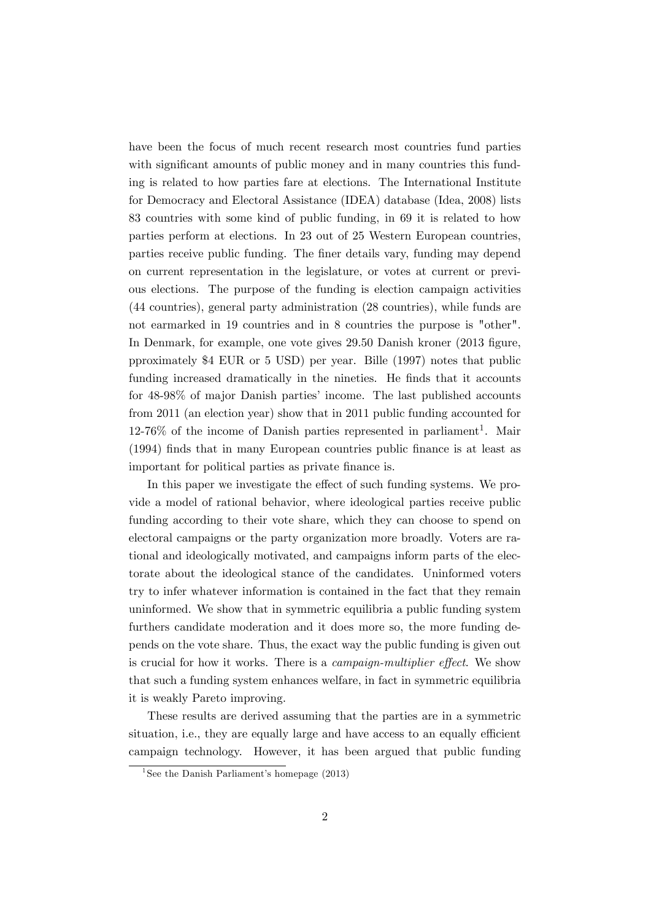have been the focus of much recent research most countries fund parties with significant amounts of public money and in many countries this funding is related to how parties fare at elections. The International Institute for Democracy and Electoral Assistance (IDEA) database (Idea, 2008) lists 83 countries with some kind of public funding, in 69 it is related to how parties perform at elections. In 23 out of 25 Western European countries, parties receive public funding. The finer details vary, funding may depend on current representation in the legislature, or votes at current or previous elections. The purpose of the funding is election campaign activities (44 countries), general party administration (28 countries), while funds are not earmarked in 19 countries and in 8 countries the purpose is "other". In Denmark, for example, one vote gives 29.50 Danish kroner (2013 figure, pproximately $4 EUR or 5 USD) per year. Bille (1997) notes that public funding increased dramatically in the nineties. He finds that it accounts for 48-98% of major Danish parties' income. The last published accounts from 2011 (an election year) show that in 2011 public funding accounted for 12-76% of the income of Danish parties represented in parliament[1]. Mair (1994) finds that in many European countries public finance is at least as important for political parties as private finance is.

In this paper we investigate the effect of such funding systems. We provide a model of rational behavior, where ideological parties receive public funding according to their vote share, which they can choose to spend on electoral campaigns or the party organization more broadly. Voters are rational and ideologically motivated, and campaigns inform parts of the electorate about the ideological stance of the candidates. Uninformed voters try to infer whatever information is contained in the fact that they remain uninformed. We show that in symmetric equilibria a public funding system furthers candidate moderation and it does more so, the more funding depends on the vote share. Thus, the exact way the public funding is given out is crucial for how it works. There is a *campaign-multiplier effect*. We show that such a funding system enhances welfare, in fact in symmetric equilibria it is weakly Pareto improving.

These results are derived assuming that the parties are in a symmetric situation, i.e., they are equally large and have access to an equally efficient campaign technology. However, it has been argued that public funding

[1] See the Danish Parliament's homepage (2013)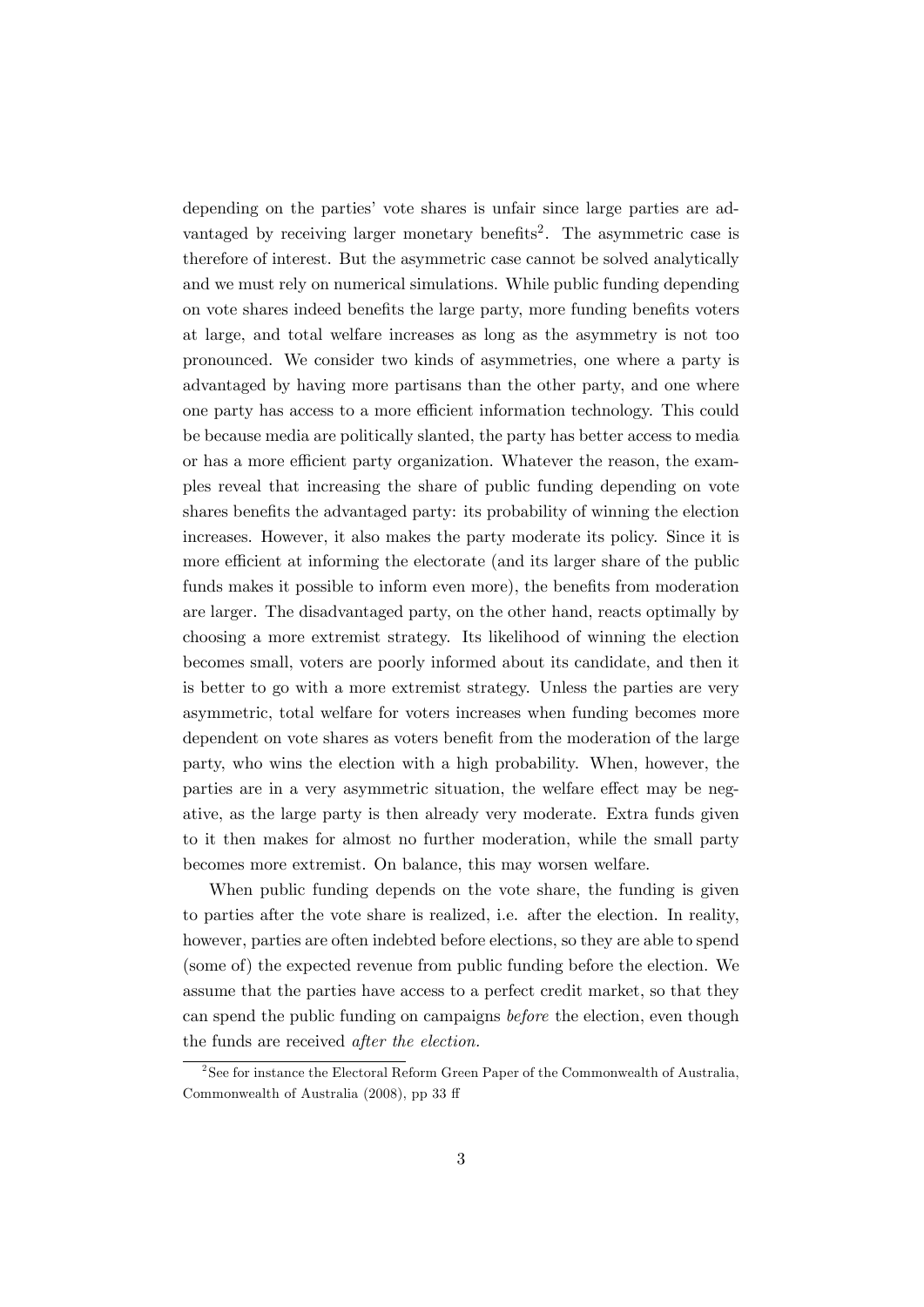depending on the parties' vote shares is unfair since large parties are advantaged by receiving larger monetary benefits[2]. The asymmetric case is therefore of interest. But the asymmetric case cannot be solved analytically and we must rely on numerical simulations. While public funding depending on vote shares indeed benefits the large party, more funding benefits voters at large, and total welfare increases as long as the asymmetry is not too pronounced. We consider two kinds of asymmetries, one where a party is advantaged by having more partisans than the other party, and one where one party has access to a more efficient information technology. This could be because media are politically slanted, the party has better access to media or has a more efficient party organization. Whatever the reason, the examples reveal that increasing the share of public funding depending on vote shares benefits the advantaged party: its probability of winning the election increases. However, it also makes the party moderate its policy. Since it is more efficient at informing the electorate (and its larger share of the public funds makes it possible to inform even more), the benefits from moderation are larger. The disadvantaged party, on the other hand, reacts optimally by choosing a more extremist strategy. Its likelihood of winning the election becomes small, voters are poorly informed about its candidate, and then it is better to go with a more extremist strategy. Unless the parties are very asymmetric, total welfare for voters increases when funding becomes more dependent on vote shares as voters benefit from the moderation of the large party, who wins the election with a high probability. When, however, the parties are in a very asymmetric situation, the welfare effect may be negative, as the large party is then already very moderate. Extra funds given to it then makes for almost no further moderation, while the small party becomes more extremist. On balance, this may worsen welfare.

When public funding depends on the vote share, the funding is given to parties after the vote share is realized, i.e. after the election. In reality, however, parties are often indebted before elections, so they are able to spend (some of) the expected revenue from public funding before the election. We assume that the parties have access to a perfect credit market, so that they can spend the public funding on campaigns *before* the election, even though the funds are received *after the election.*

[2] See for instance the Electoral Reform Green Paper of the Commonwealth of Australia, Commonwealth of Australia (2008), pp 33 ff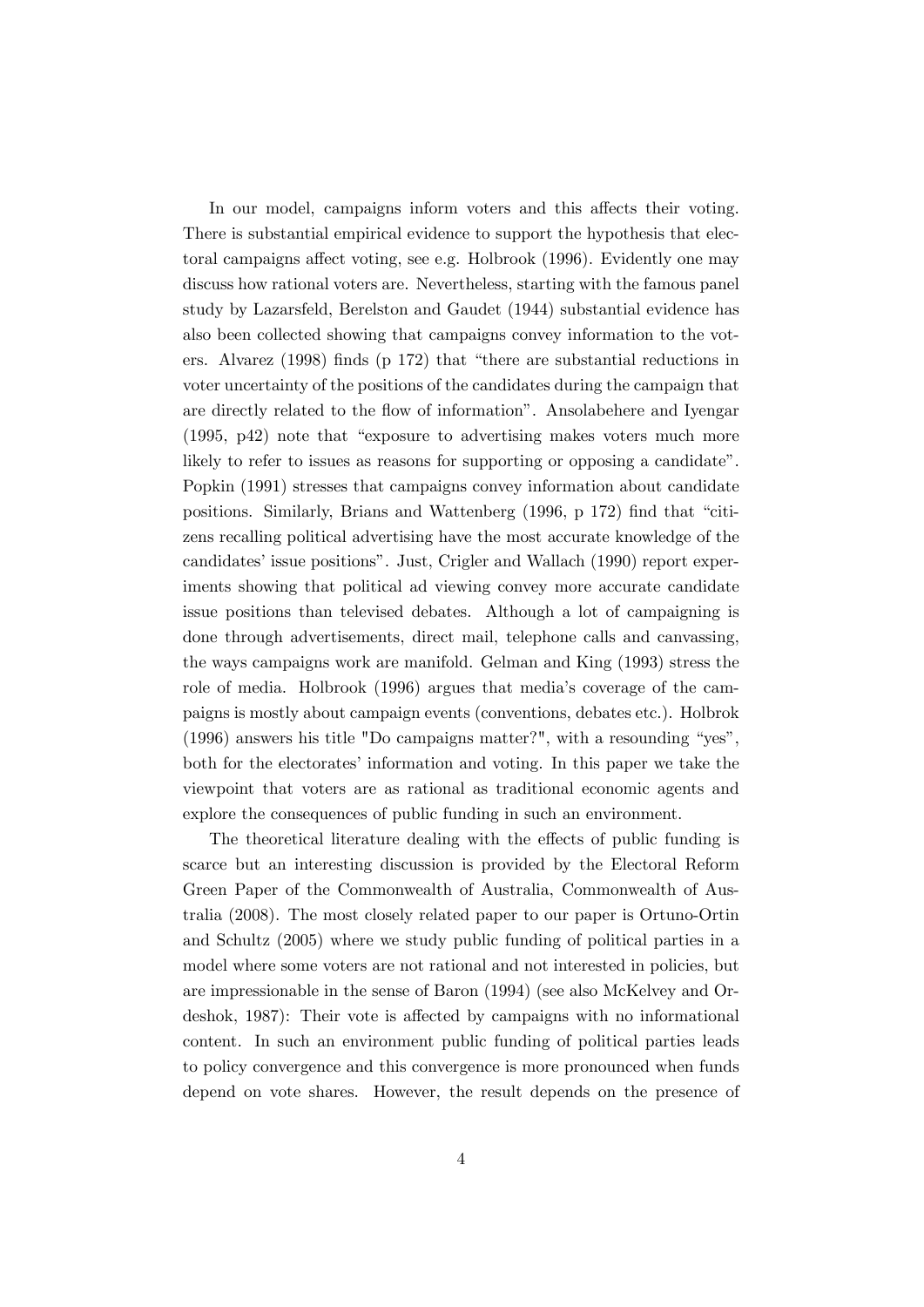In our model, campaigns inform voters and this affects their voting. There is substantial empirical evidence to support the hypothesis that electoral campaigns affect voting, see e.g. Holbrook (1996). Evidently one may discuss how rational voters are. Nevertheless, starting with the famous panel study by Lazarsfeld, Berelston and Gaudet (1944) substantial evidence has also been collected showing that campaigns convey information to the voters. Alvarez (1998) finds (p 172) that "there are substantial reductions in voter uncertainty of the positions of the candidates during the campaign that are directly related to the flow of information". Ansolabehere and Iyengar (1995, p42) note that "exposure to advertising makes voters much more likely to refer to issues as reasons for supporting or opposing a candidate". Popkin (1991) stresses that campaigns convey information about candidate positions. Similarly, Brians and Wattenberg (1996, p 172) find that "citizens recalling political advertising have the most accurate knowledge of the candidates' issue positions". Just, Crigler and Wallach (1990) report experiments showing that political ad viewing convey more accurate candidate issue positions than televised debates. Although a lot of campaigning is done through advertisements, direct mail, telephone calls and canvassing, the ways campaigns work are manifold. Gelman and King (1993) stress the role of media. Holbrook (1996) argues that media's coverage of the campaigns is mostly about campaign events (conventions, debates etc.). Holbrok (1996) answers his title "Do campaigns matter?", with a resounding "yes", both for the electorates' information and voting. In this paper we take the viewpoint that voters are as rational as traditional economic agents and explore the consequences of public funding in such an environment.

The theoretical literature dealing with the effects of public funding is scarce but an interesting discussion is provided by the Electoral Reform Green Paper of the Commonwealth of Australia, Commonwealth of Australia (2008). The most closely related paper to our paper is Ortuno-Ortin and Schultz (2005) where we study public funding of political parties in a model where some voters are not rational and not interested in policies, but are impressionable in the sense of Baron (1994) (see also McKelvey and Ordeshok, 1987): Their vote is affected by campaigns with no informational content. In such an environment public funding of political parties leads to policy convergence and this convergence is more pronounced when funds depend on vote shares. However, the result depends on the presence of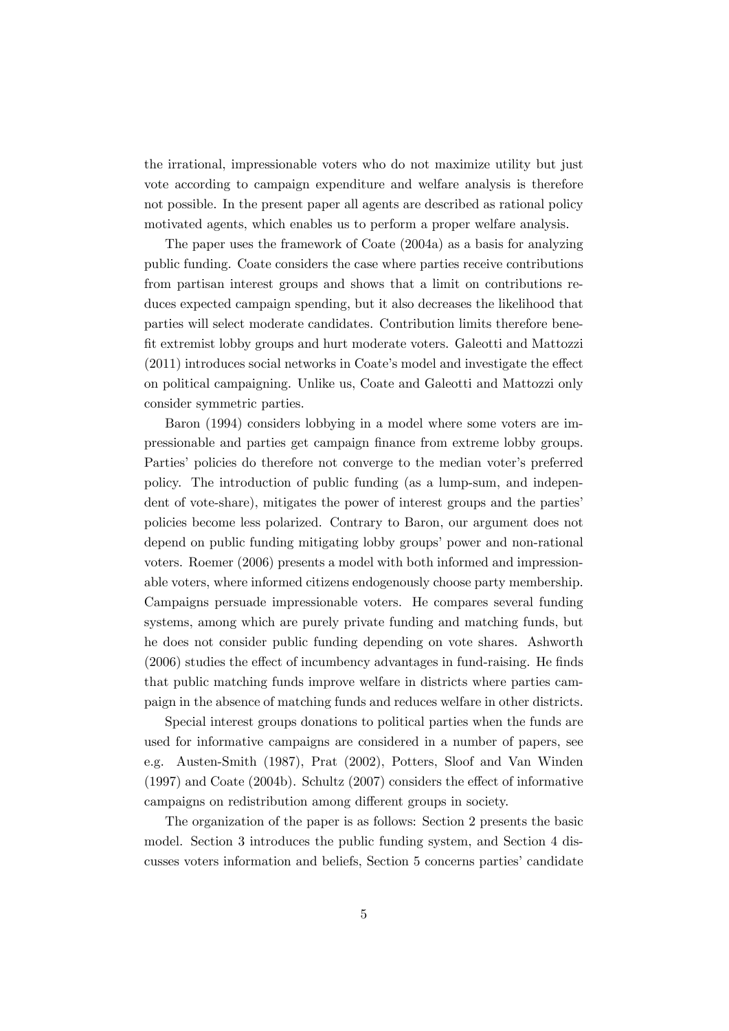the irrational, impressionable voters who do not maximize utility but just vote according to campaign expenditure and welfare analysis is therefore not possible. In the present paper all agents are described as rational policy motivated agents, which enables us to perform a proper welfare analysis.

The paper uses the framework of Coate (2004a) as a basis for analyzing public funding. Coate considers the case where parties receive contributions from partisan interest groups and shows that a limit on contributions reduces expected campaign spending, but it also decreases the likelihood that parties will select moderate candidates. Contribution limits therefore benefit extremist lobby groups and hurt moderate voters. Galeotti and Mattozzi (2011) introduces social networks in Coate's model and investigate the effect on political campaigning. Unlike us, Coate and Galeotti and Mattozzi only consider symmetric parties.

Baron (1994) considers lobbying in a model where some voters are impressionable and parties get campaign finance from extreme lobby groups. Parties' policies do therefore not converge to the median voter's preferred policy. The introduction of public funding (as a lump-sum, and independent of vote-share), mitigates the power of interest groups and the parties' policies become less polarized. Contrary to Baron, our argument does not depend on public funding mitigating lobby groups' power and non-rational voters. Roemer (2006) presents a model with both informed and impressionable voters, where informed citizens endogenously choose party membership. Campaigns persuade impressionable voters. He compares several funding systems, among which are purely private funding and matching funds, but he does not consider public funding depending on vote shares. Ashworth (2006) studies the effect of incumbency advantages in fund-raising. He finds that public matching funds improve welfare in districts where parties campaign in the absence of matching funds and reduces welfare in other districts.

Special interest groups donations to political parties when the funds are used for informative campaigns are considered in a number of papers, see e.g. Austen-Smith (1987), Prat (2002), Potters, Sloof and Van Winden (1997) and Coate (2004b). Schultz (2007) considers the effect of informative campaigns on redistribution among different groups in society.

The organization of the paper is as follows: Section 2 presents the basic model. Section 3 introduces the public funding system, and Section 4 discusses voters information and beliefs, Section 5 concerns parties' candidate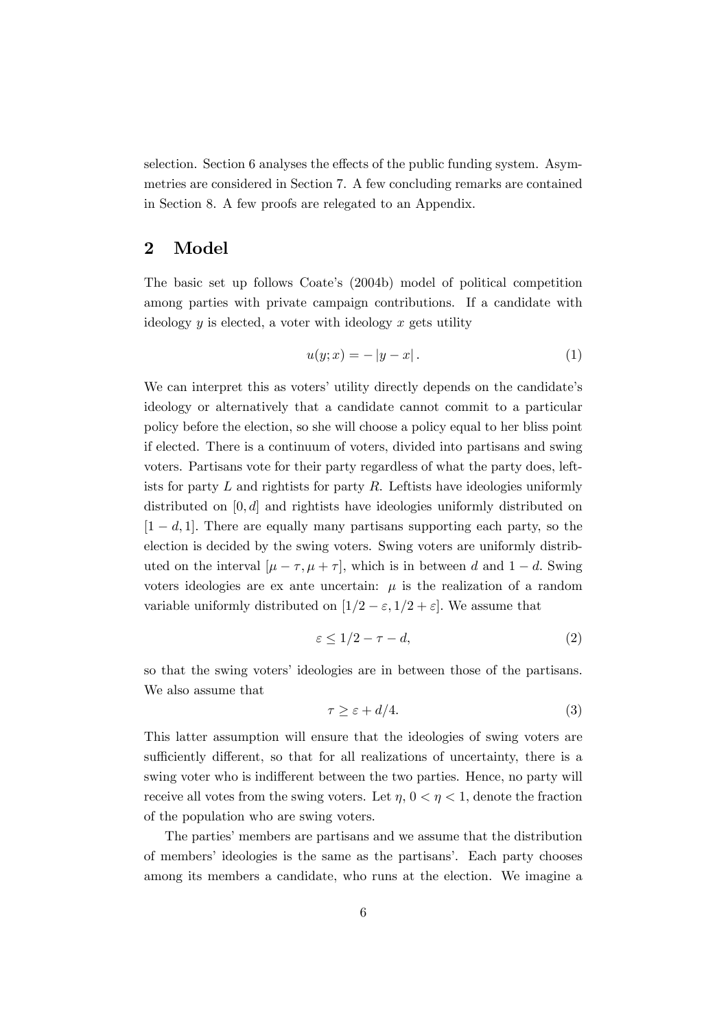selection. Section 6 analyses the effects of the public funding system. Asymmetries are considered in Section 7. A few concluding remarks are contained in Section 8. A few proofs are relegated to an Appendix.

## 2 Model

The basic set up follows Coate's (2004b) model of political competition among parties with private campaign contributions. If a candidate with ideology $y$ is elected, a voter with ideology $x$ gets utility

$$u(y;x) = -|y - x|. \tag{1}$$

We can interpret this as voters' utility directly depends on the candidate's ideology or alternatively that a candidate cannot commit to a particular policy before the election, so she will choose a policy equal to her bliss point if elected. There is a continuum of voters, divided into partisans and swing voters. Partisans vote for their party regardless of what the party does, leftists for party $L$ and rightists for party $R$. Leftists have ideologies uniformly distributed on $[0, d]$ and rightists have ideologies uniformly distributed on $[1 - d, 1]$. There are equally many partisans supporting each party, so the election is decided by the swing voters. Swing voters are uniformly distributed on the interval $[\mu - \tau, \mu + \tau]$, which is in between $d$ and $1 - d$. Swing voters ideologies are ex ante uncertain: $\mu$ is the realization of a random variable uniformly distributed on $[1/2 - \varepsilon, 1/2 + \varepsilon]$. We assume that

$$\varepsilon \leq 1/2 - \tau - d, \tag{2}$$

so that the swing voters' ideologies are in between those of the partisans. We also assume that

$$\tau \geq \varepsilon + d/4. \tag{3}$$

This latter assumption will ensure that the ideologies of swing voters are sufficiently different, so that for all realizations of uncertainty, there is a swing voter who is indifferent between the two parties. Hence, no party will receive all votes from the swing voters. Let $\eta$, $0 < \eta < 1$, denote the fraction of the population who are swing voters.

The parties' members are partisans and we assume that the distribution of members' ideologies is the same as the partisans'. Each party chooses among its members a candidate, who runs at the election. We imagine a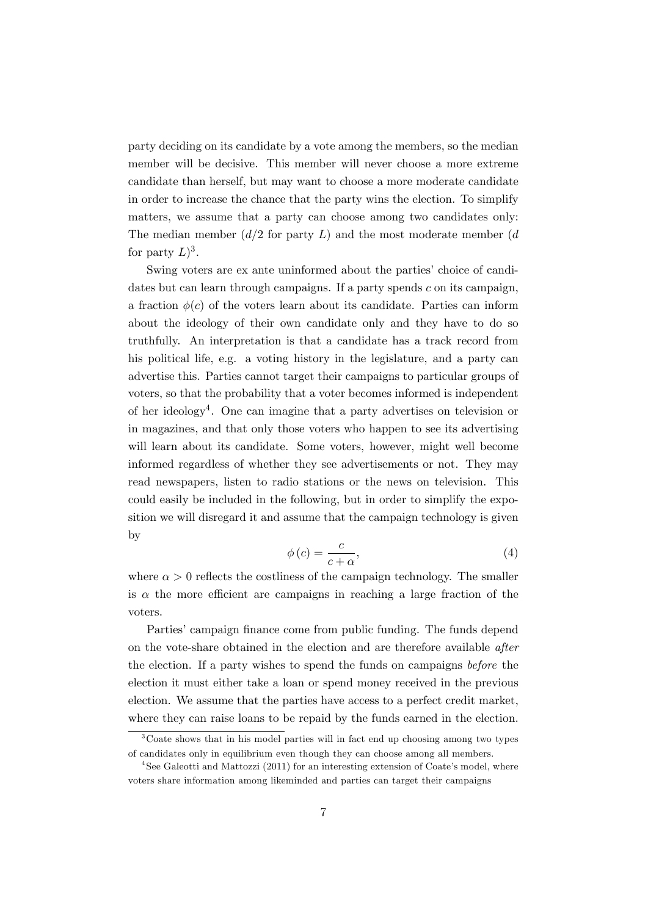party deciding on its candidate by a vote among the members, so the median member will be decisive. This member will never choose a more extreme candidate than herself, but may want to choose a more moderate candidate in order to increase the chance that the party wins the election. To simplify matters, we assume that a party can choose among two candidates only: The median member ($d/2$ for party $L$) and the most moderate member ($d$ for party $L$)[3].

Swing voters are ex ante uninformed about the parties' choice of candidates but can learn through campaigns. If a party spends $c$ on its campaign, a fraction $\phi(c)$ of the voters learn about its candidate. Parties can inform about the ideology of their own candidate only and they have to do so truthfully. An interpretation is that a candidate has a track record from his political life, e.g. a voting history in the legislature, and a party can advertise this. Parties cannot target their campaigns to particular groups of voters, so that the probability that a voter becomes informed is independent of her ideology[4]. One can imagine that a party advertises on television or in magazines, and that only those voters who happen to see its advertising will learn about its candidate. Some voters, however, might well become informed regardless of whether they see advertisements or not. They may read newspapers, listen to radio stations or the news on television. This could easily be included in the following, but in order to simplify the exposition we will disregard it and assume that the campaign technology is given by

$$\phi(c) = \frac{c}{c + \alpha}, \tag{4}$$

where $\alpha > 0$ reflects the costliness of the campaign technology. The smaller is $\alpha$ the more efficient are campaigns in reaching a large fraction of the voters.

Parties' campaign finance come from public funding. The funds depend on the vote-share obtained in the election and are therefore available *after* the election. If a party wishes to spend the funds on campaigns *before* the election it must either take a loan or spend money received in the previous election. We assume that the parties have access to a perfect credit market, where they can raise loans to be repaid by the funds earned in the election.

[3] Coate shows that in his model parties will in fact end up choosing among two types of candidates only in equilibrium even though they can choose among all members.

[4] See Galeotti and Mattozzi (2011) for an interesting extension of Coate's model, where voters share information among likeminded and parties can target their campaigns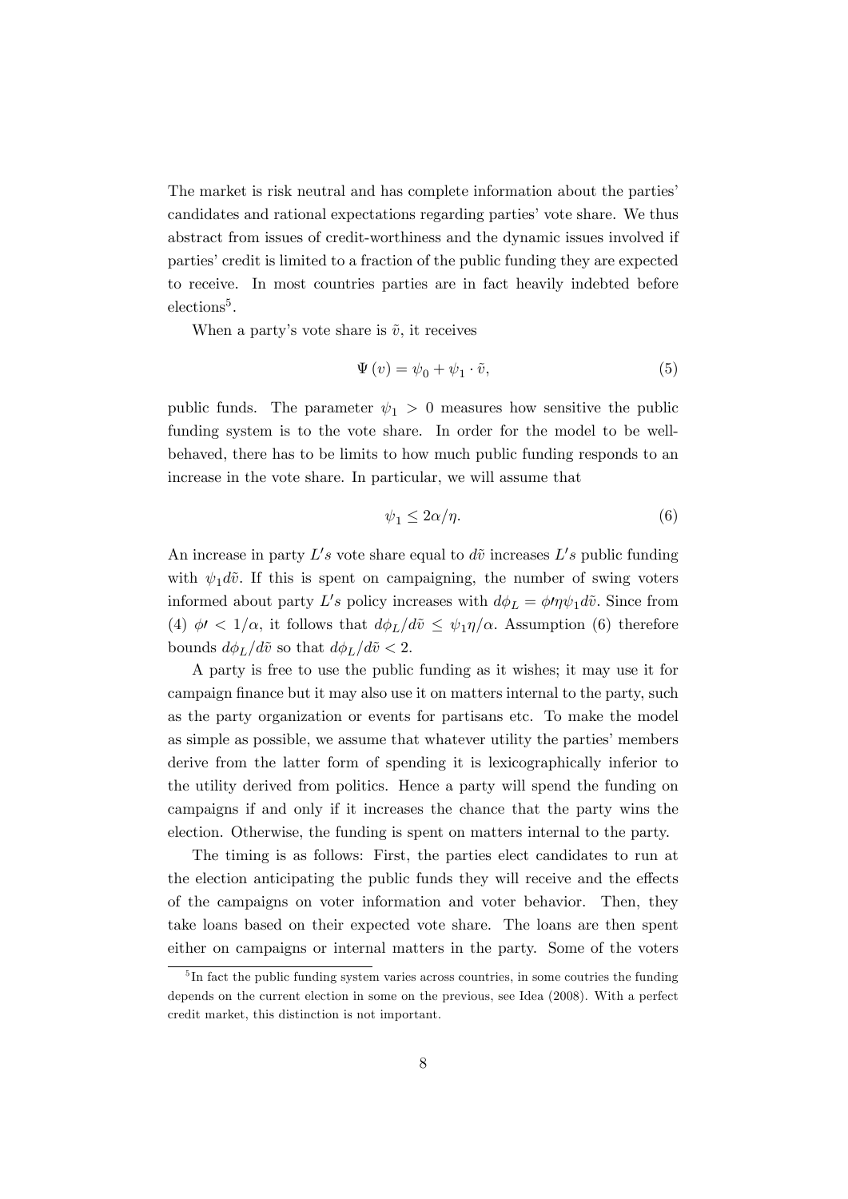The market is risk neutral and has complete information about the parties' candidates and rational expectations regarding parties' vote share. We thus abstract from issues of credit-worthiness and the dynamic issues involved if parties' credit is limited to a fraction of the public funding they are expected to receive. In most countries parties are in fact heavily indebted before elections[5].

When a party's vote share is $\tilde{v}$, it receives

$$\Psi(v) = \psi_0 + \psi_1 \cdot \tilde{v}, \tag{5}$$

public funds. The parameter $\psi_1 > 0$ measures how sensitive the public funding system is to the vote share. In order for the model to be well-behaved, there has to be limits to how much public funding responds to an increase in the vote share. In particular, we will assume that

$$\psi_1 \leq 2\alpha/\eta. \tag{6}$$

An increase in party $L's$ vote share equal to $d\tilde{v}$ increases $L's$ public funding with $\psi_1 d\tilde{v}$. If this is spent on campaigning, the number of swing voters informed about party $L's$ policy increases with $d\phi_L = \phi\prime\eta\psi_1 d\tilde{v}$. Since from (4) $\phi\prime < 1/\alpha$, it follows that $d\phi_L/d\tilde{v} \leq \psi_1\eta/\alpha$. Assumption (6) therefore bounds $d\phi_L/d\tilde{v}$ so that $d\phi_L/d\tilde{v} < 2$.

A party is free to use the public funding as it wishes; it may use it for campaign finance but it may also use it on matters internal to the party, such as the party organization or events for partisans etc. To make the model as simple as possible, we assume that whatever utility the parties' members derive from the latter form of spending it is lexicographically inferior to the utility derived from politics. Hence a party will spend the funding on campaigns if and only if it increases the chance that the party wins the election. Otherwise, the funding is spent on matters internal to the party.

The timing is as follows: First, the parties elect candidates to run at the election anticipating the public funds they will receive and the effects of the campaigns on voter information and voter behavior. Then, they take loans based on their expected vote share. The loans are then spent either on campaigns or internal matters in the party. Some of the voters

[5] In fact the public funding system varies across countries, in some coutries the funding depends on the current election in some on the previous, see Idea (2008). With a perfect credit market, this distinction is not important.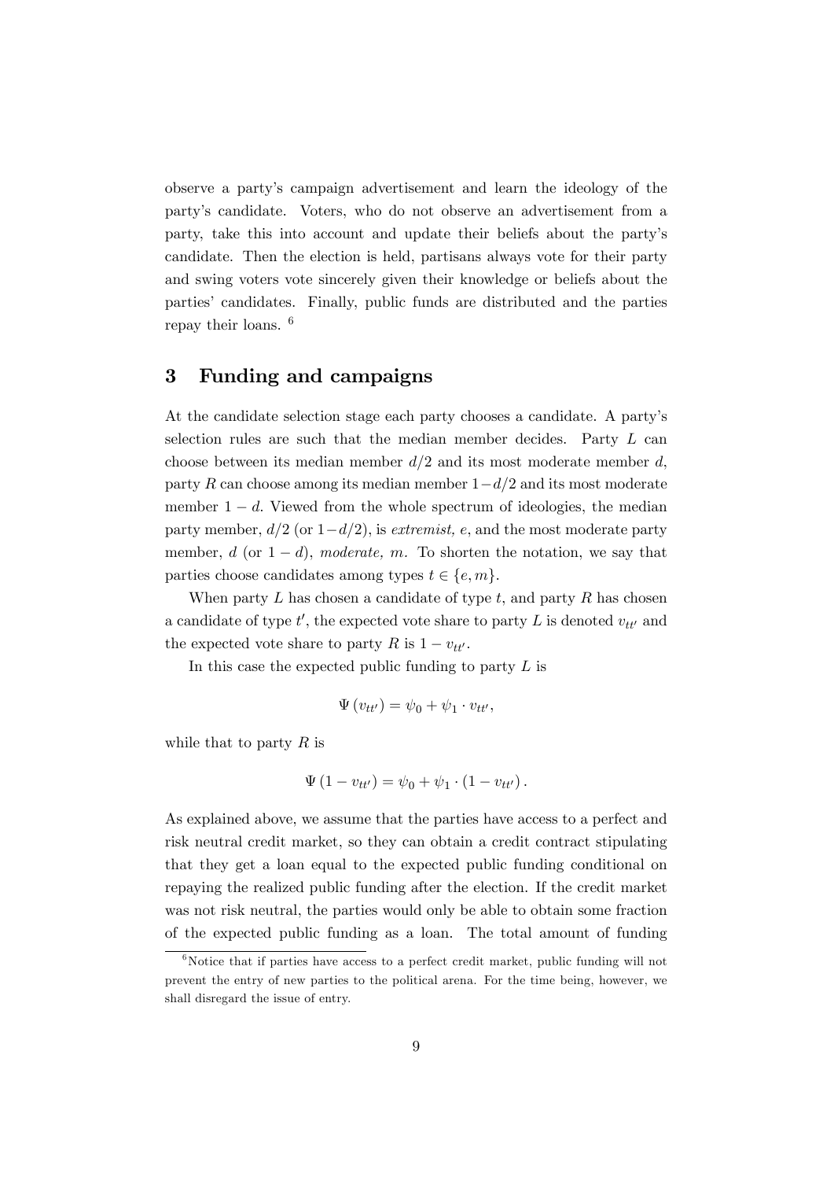observe a party's campaign advertisement and learn the ideology of the party's candidate. Voters, who do not observe an advertisement from a party, take this into account and update their beliefs about the party's candidate. Then the election is held, partisans always vote for their party and swing voters vote sincerely given their knowledge or beliefs about the parties' candidates. Finally, public funds are distributed and the parties repay their loans. [6]

# 3 Funding and campaigns

At the candidate selection stage each party chooses a candidate. A party's selection rules are such that the median member decides. Party $L$ can choose between its median member $d/2$ and its most moderate member $d$, party $R$ can choose among its median member $1-d/2$ and its most moderate member $1-d$. Viewed from the whole spectrum of ideologies, the median party member, $d/2$ (or $1-d/2$), is *extremist, e*, and the most moderate party member, $d$ (or $1-d$), *moderate, m.* To shorten the notation, we say that parties choose candidates among types $t \in \{e, m\}$.

When party $L$ has chosen a candidate of type $t$, and party $R$ has chosen a candidate of type $t'$, the expected vote share to party $L$ is denoted $v_{tt'}$ and the expected vote share to party $R$ is $1 - v_{tt'}$.

In this case the expected public funding to party $L$ is

$$\Psi(v_{tt'}) = \psi_0 + \psi_1 \cdot v_{tt'},$$

while that to party $R$ is

$$\Psi(1 - v_{tt'}) = \psi_0 + \psi_1 \cdot (1 - v_{tt'}).$$

As explained above, we assume that the parties have access to a perfect and risk neutral credit market, so they can obtain a credit contract stipulating that they get a loan equal to the expected public funding conditional on repaying the realized public funding after the election. If the credit market was not risk neutral, the parties would only be able to obtain some fraction of the expected public funding as a loan. The total amount of funding

[6] Notice that if parties have access to a perfect credit market, public funding will not prevent the entry of new parties to the political arena. For the time being, however, we shall disregard the issue of entry.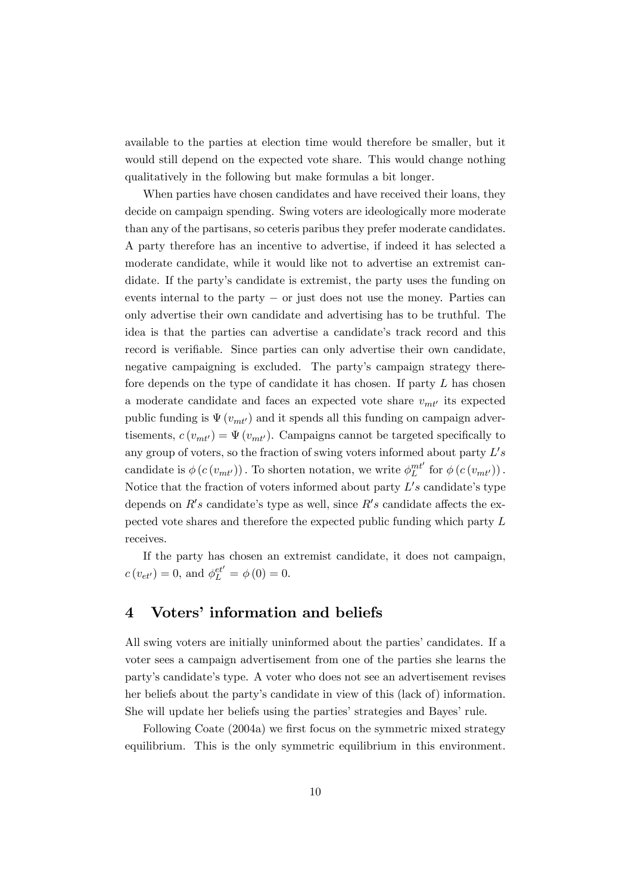available to the parties at election time would therefore be smaller, but it would still depend on the expected vote share. This would change nothing qualitatively in the following but make formulas a bit longer.

When parties have chosen candidates and have received their loans, they decide on campaign spending. Swing voters are ideologically more moderate than any of the partisans, so ceteris paribus they prefer moderate candidates. A party therefore has an incentive to advertise, if indeed it has selected a moderate candidate, while it would like not to advertise an extremist candidate. If the party's candidate is extremist, the party uses the funding on events internal to the party − or just does not use the money. Parties can only advertise their own candidate and advertising has to be truthful. The idea is that the parties can advertise a candidate's track record and this record is verifiable. Since parties can only advertise their own candidate, negative campaigning is excluded. The party's campaign strategy therefore depends on the type of candidate it has chosen. If party $L$ has chosen a moderate candidate and faces an expected vote share $v_{mt'}$ its expected public funding is $\Psi(v_{mt'})$ and it spends all this funding on campaign advertisements, $c(v_{mt'}) = \Psi(v_{mt'})$. Campaigns cannot be targeted specifically to any group of voters, so the fraction of swing voters informed about party $L's$ candidate is $\phi(c(v_{mt'}))$. To shorten notation, we write $\phi_L^{mt'}$ for $\phi(c(v_{mt'}))$. Notice that the fraction of voters informed about party $L's$ candidate's type depends on $R's$ candidate's type as well, since $R's$ candidate affects the expected vote shares and therefore the expected public funding which party $L$ receives.

If the party has chosen an extremist candidate, it does not campaign, $c(v_{et'}) = 0$, and $\phi_L^{et'} = \phi(0) = 0$.

## 4 Voters' information and beliefs

All swing voters are initially uninformed about the parties' candidates. If a voter sees a campaign advertisement from one of the parties she learns the party's candidate's type. A voter who does not see an advertisement revises her beliefs about the party's candidate in view of this (lack of) information. She will update her beliefs using the parties' strategies and Bayes' rule.

Following Coate (2004a) we first focus on the symmetric mixed strategy equilibrium. This is the only symmetric equilibrium in this environment.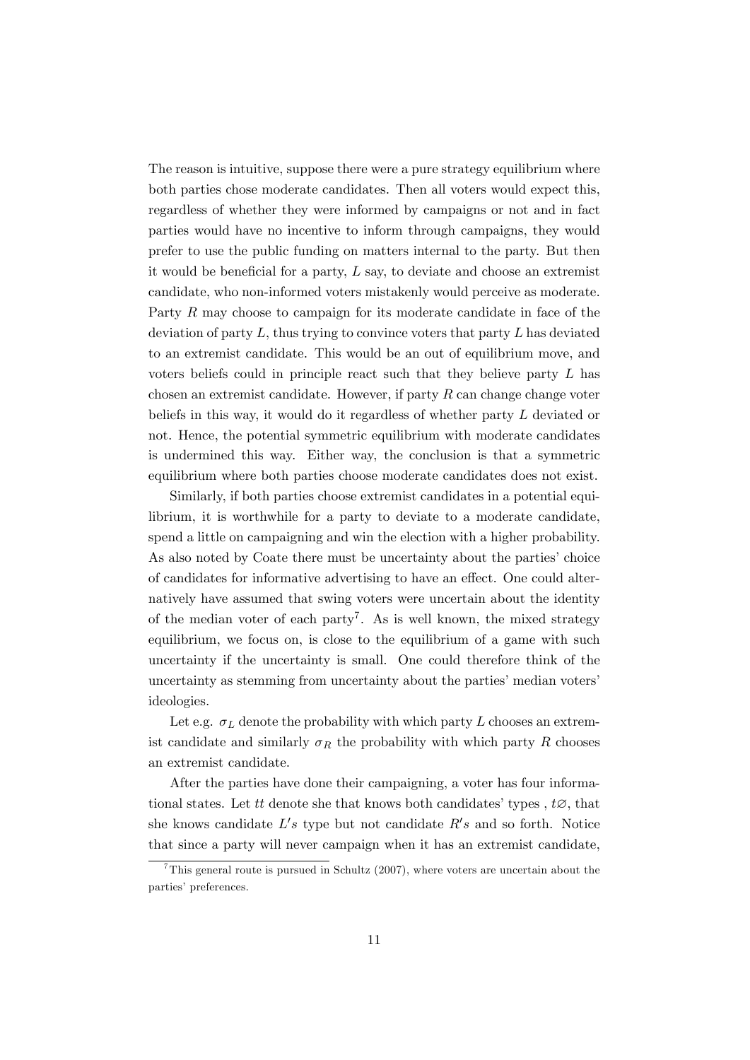The reason is intuitive, suppose there were a pure strategy equilibrium where both parties chose moderate candidates. Then all voters would expect this, regardless of whether they were informed by campaigns or not and in fact parties would have no incentive to inform through campaigns, they would prefer to use the public funding on matters internal to the party. But then it would be beneficial for a party, $L$ say, to deviate and choose an extremist candidate, who non-informed voters mistakenly would perceive as moderate. Party $R$ may choose to campaign for its moderate candidate in face of the deviation of party $L$, thus trying to convince voters that party $L$ has deviated to an extremist candidate. This would be an out of equilibrium move, and voters beliefs could in principle react such that they believe party $L$ has chosen an extremist candidate. However, if party $R$ can change change voter beliefs in this way, it would do it regardless of whether party $L$ deviated or not. Hence, the potential symmetric equilibrium with moderate candidates is undermined this way. Either way, the conclusion is that a symmetric equilibrium where both parties choose moderate candidates does not exist.

Similarly, if both parties choose extremist candidates in a potential equilibrium, it is worthwhile for a party to deviate to a moderate candidate, spend a little on campaigning and win the election with a higher probability. As also noted by Coate there must be uncertainty about the parties' choice of candidates for informative advertising to have an effect. One could alternatively have assumed that swing voters were uncertain about the identity of the median voter of each party[7]. As is well known, the mixed strategy equilibrium, we focus on, is close to the equilibrium of a game with such uncertainty if the uncertainty is small. One could therefore think of the uncertainty as stemming from uncertainty about the parties' median voters' ideologies.

Let e.g. $\sigma_L$ denote the probability with which party $L$ chooses an extremist candidate and similarly $\sigma_R$ the probability with which party $R$ chooses an extremist candidate.

After the parties have done their campaigning, a voter has four informational states. Let $tt$ denote she that knows both candidates' types , $t\varnothing$, that she knows candidate $L's$ type but not candidate $R's$ and so forth. Notice that since a party will never campaign when it has an extremist candidate,

[7] This general route is pursued in Schultz (2007), where voters are uncertain about the parties' preferences.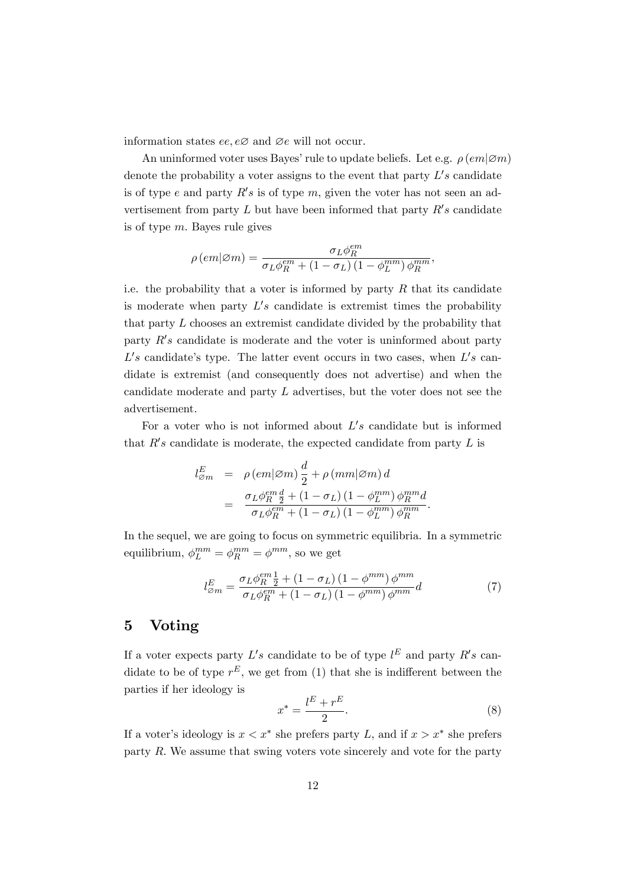information states $ee, e\varnothing$ and $\varnothing e$ will not occur.

An uninformed voter uses Bayes' rule to update beliefs. Let e.g. $\rho(em|\varnothing m)$ denote the probability a voter assigns to the event that party $L's$ candidate is of type $e$ and party $R's$ is of type $m$, given the voter has not seen an advertisement from party $L$ but have been informed that party $R's$ candidate is of type $m$. Bayes rule gives

$$\rho(em|\varnothing m) = \frac{\sigma_L \phi_R^{em}}{\sigma_L \phi_R^{em} + (1-\sigma_L)(1-\phi_L^{mm})\phi_R^{mm}},$$

i.e. the probability that a voter is informed by party $R$ that its candidate is moderate when party $L's$ candidate is extremist times the probability that party $L$ chooses an extremist candidate divided by the probability that party $R's$ candidate is moderate and the voter is uninformed about party $L's$ candidate's type. The latter event occurs in two cases, when $L's$ candidate is extremist (and consequently does not advertise) and when the candidate moderate and party $L$ advertises, but the voter does not see the advertisement.

For a voter who is not informed about $L's$ candidate but is informed that $R's$ candidate is moderate, the expected candidate from party $L$ is

$$\begin{aligned}
l_{\varnothing m}^E &= \rho(em|\varnothing m)\frac{d}{2} + \rho(mm|\varnothing m)\, d \\
&= \frac{\sigma_L \phi_R^{em} \frac{d}{2} + (1-\sigma_L)(1-\phi_L^{mm})\phi_R^{mm} d}{\sigma_L \phi_R^{em} + (1-\sigma_L)(1-\phi_L^{mm})\phi_R^{mm}}.
\end{aligned}$$

In the sequel, we are going to focus on symmetric equilibria. In a symmetric equilibrium, $\phi_L^{mm} = \phi_R^{mm} = \phi^{mm}$, so we get

$$l_{\varnothing m}^E = \frac{\sigma_L \phi_R^{em} \frac{1}{2} + (1-\sigma_L)(1-\phi^{mm})\phi^{mm}}{\sigma_L \phi_R^{em} + (1-\sigma_L)(1-\phi^{mm})\phi^{mm}} d \tag{7}$$

## 5 Voting

If a voter expects party $L's$ candidate to be of type $l^E$ and party $R's$ candidate to be of type $r^E$, we get from (1) that she is indifferent between the parties if her ideology is

$$x^* = \frac{l^E + r^E}{2}. \tag{8}$$

If a voter's ideology is $x < x^*$ she prefers party $L$, and if $x > x^*$ she prefers party $R$. We assume that swing voters vote sincerely and vote for the party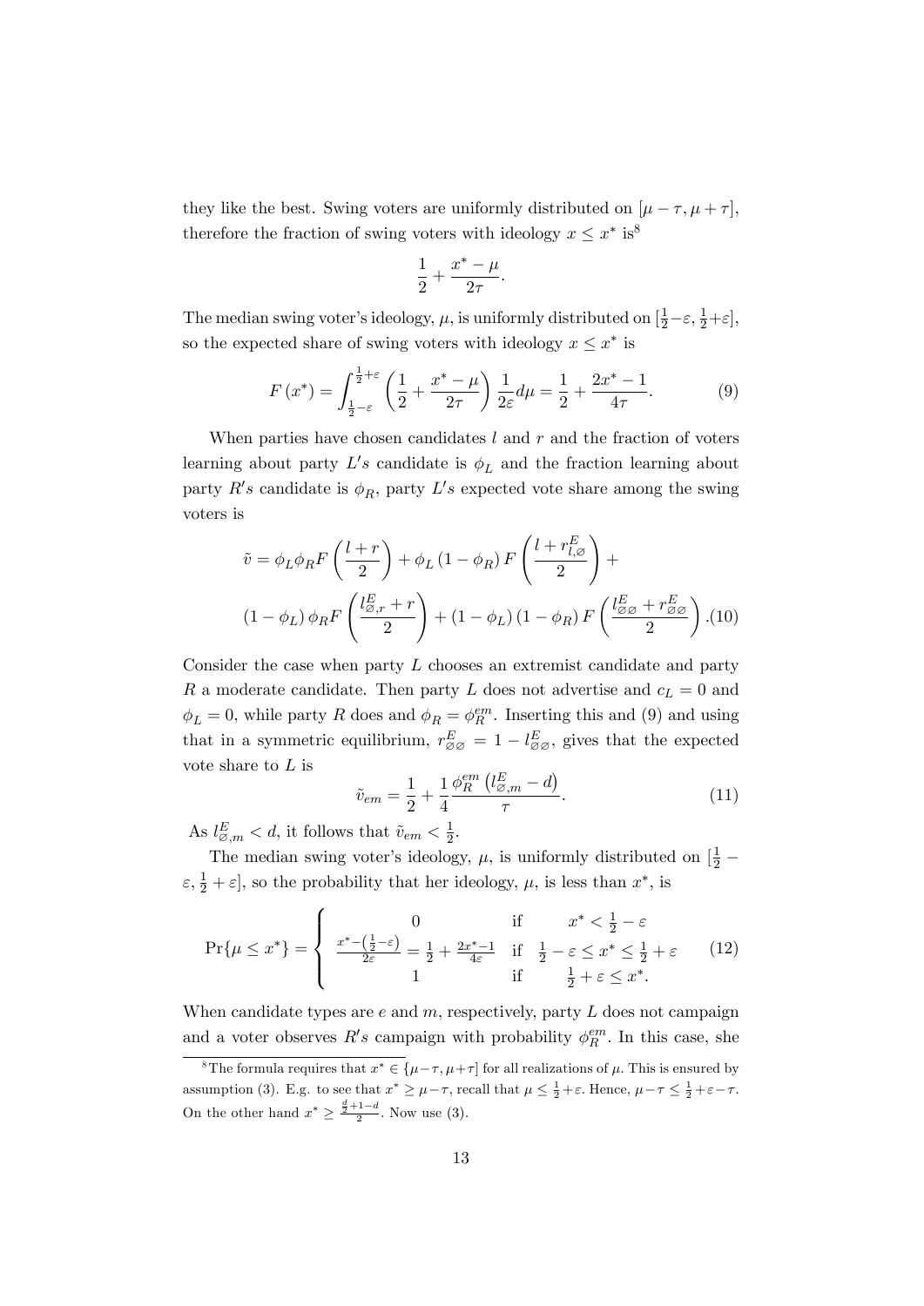they like the best. Swing voters are uniformly distributed on $[\mu - \tau, \mu + \tau]$, therefore the fraction of swing voters with ideology $x \leq x^*$ is[8]

$$\frac{1}{2} + \frac{x^* - \mu}{2\tau}.$$

The median swing voter's ideology, $\mu$, is uniformly distributed on $[\frac{1}{2} - \varepsilon, \frac{1}{2} + \varepsilon]$, so the expected share of swing voters with ideology $x \leq x^*$ is

$$F(x^*) = \int_{\frac{1}{2}-\varepsilon}^{\frac{1}{2}+\varepsilon} \left( \frac{1}{2} + \frac{x^* - \mu}{2\tau} \right) \frac{1}{2\varepsilon} d\mu = \frac{1}{2} + \frac{2x^* - 1}{4\tau}. \tag{9}$$

When parties have chosen candidates $l$ and $r$ and the fraction of voters learning about party $L's$ candidate is $\phi_L$ and the fraction learning about party $R's$ candidate is $\phi_R$, party $L's$ expected vote share among the swing voters is

$$\tilde{v} = \phi_L \phi_R F\left( \frac{l + r}{2} \right) + \phi_L (1 - \phi_R) F\left( \frac{l + r^E_{l,\varnothing}}{2} \right) + (1 - \phi_L) \phi_R F\left( \frac{l^E_{\varnothing,r} + r}{2} \right) + (1 - \phi_L)(1 - \phi_R) F\left( \frac{l^E_{\varnothing\varnothing} + r^E_{\varnothing\varnothing}}{2} \right). \tag{10}$$

Consider the case when party $L$ chooses an extremist candidate and party $R$ a moderate candidate. Then party $L$ does not advertise and $c_L = 0$ and $\phi_L = 0$, while party $R$ does and $\phi_R = \phi^{em}_R$. Inserting this and (9) and using that in a symmetric equilibrium, $r^E_{\varnothing\varnothing} = 1 - l^E_{\varnothing\varnothing}$, gives that the expected vote share to $L$ is

$$\tilde{v}_{em} = \frac{1}{2} + \frac{1}{4} \frac{\phi^{em}_R \left( l^E_{\varnothing,m} - d \right)}{\tau}. \tag{11}$$

As $l^E_{\varnothing,m} < d$, it follows that $\tilde{v}_{em} < \frac{1}{2}$.

The median swing voter's ideology, $\mu$, is uniformly distributed on $[\frac{1}{2} - \varepsilon, \frac{1}{2} + \varepsilon]$, so the probability that her ideology, $\mu$, is less than $x^*$, is

$$\Pr\{\mu \leq x^*\} = \begin{cases} 0 & \text{if} \quad x^* < \frac{1}{2} - \varepsilon \\ \frac{x^* - \left(\frac{1}{2} - \varepsilon\right)}{2\varepsilon} = \frac{1}{2} + \frac{2x^* - 1}{4\varepsilon} & \text{if} \quad \frac{1}{2} - \varepsilon \leq x^* \leq \frac{1}{2} + \varepsilon \\ 1 & \text{if} \quad \frac{1}{2} + \varepsilon \leq x^*. \end{cases} \tag{12}$$

When candidate types are $e$ and $m$, respectively, party $L$ does not campaign and a voter observes $R's$ campaign with probability $\phi^{em}_R$. In this case, she

---

[8] The formula requires that $x^* \in \{\mu - \tau, \mu + \tau]$ for all realizations of $\mu$. This is ensured by assumption (3). E.g. to see that $x^* \geq \mu - \tau$, recall that $\mu \leq \frac{1}{2} + \varepsilon$. Hence, $\mu - \tau \leq \frac{1}{2} + \varepsilon - \tau$. On the other hand $x^* \geq \frac{\frac{d}{2} + 1 - d}{2}$. Now use (3).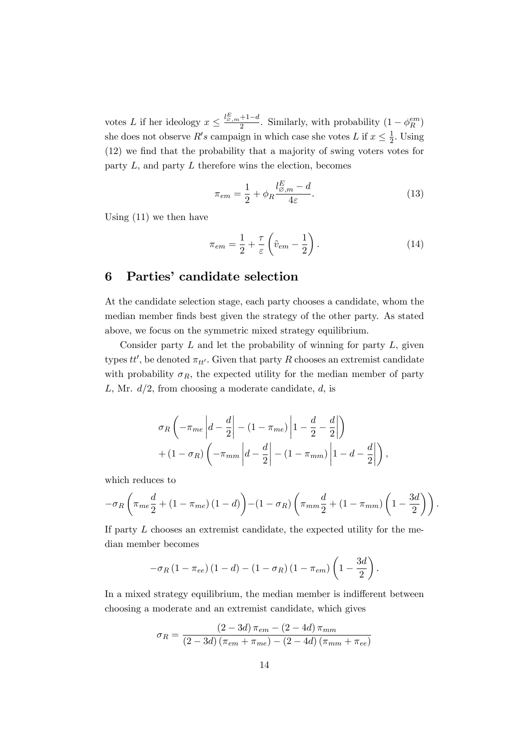votes $L$ if her ideology $x \leq \frac{l^E_{\varnothing,m}+1-d}{2}$. Similarly, with probability $(1-\phi^{em}_R)$ she does not observe $R's$ campaign in which case she votes $L$ if $x \leq \frac{1}{2}$. Using (12) we find that the probability that a majority of swing voters votes for party $L$, and party $L$ therefore wins the election, becomes

$$\pi_{em} = \frac{1}{2} + \phi_R \frac{l^E_{\varnothing,m} - d}{4\varepsilon}. \tag{13}$$

Using (11) we then have

$$\pi_{em} = \frac{1}{2} + \frac{\tau}{\varepsilon}\left(\tilde{v}_{em} - \frac{1}{2}\right). \tag{14}$$

# 6 Parties' candidate selection

At the candidate selection stage, each party chooses a candidate, whom the median member finds best given the strategy of the other party. As stated above, we focus on the symmetric mixed strategy equilibrium.

Consider party $L$ and let the probability of winning for party $L$, given types $tt'$, be denoted $\pi_{tt'}$. Given that party $R$ chooses an extremist candidate with probability $\sigma_R$, the expected utility for the median member of party $L$, Mr. $d/2$, from choosing a moderate candidate, $d$, is

$$\sigma_R\left(-\pi_{me}\left|d - \frac{d}{2}\right| - (1-\pi_{me})\left|1 - \frac{d}{2} - \frac{d}{2}\right|\right)$$
$$+ (1-\sigma_R)\left(-\pi_{mm}\left|d - \frac{d}{2}\right| - (1-\pi_{mm})\left|1 - d - \frac{d}{2}\right|\right),$$

which reduces to

$$-\sigma_R\left(\pi_{me}\frac{d}{2} + (1-\pi_{me})(1-d)\right) - (1-\sigma_R)\left(\pi_{mm}\frac{d}{2} + (1-\pi_{mm})\left(1 - \frac{3d}{2}\right)\right).$$

If party $L$ chooses an extremist candidate, the expected utility for the median member becomes

$$-\sigma_R(1-\pi_{ee})(1-d) - (1-\sigma_R)(1-\pi_{em})\left(1 - \frac{3d}{2}\right).$$

In a mixed strategy equilibrium, the median member is indifferent between choosing a moderate and an extremist candidate, which gives

$$\sigma_R = \frac{(2-3d)\pi_{em} - (2-4d)\pi_{mm}}{(2-3d)(\pi_{em}+\pi_{me}) - (2-4d)(\pi_{mm}+\pi_{ee})}$$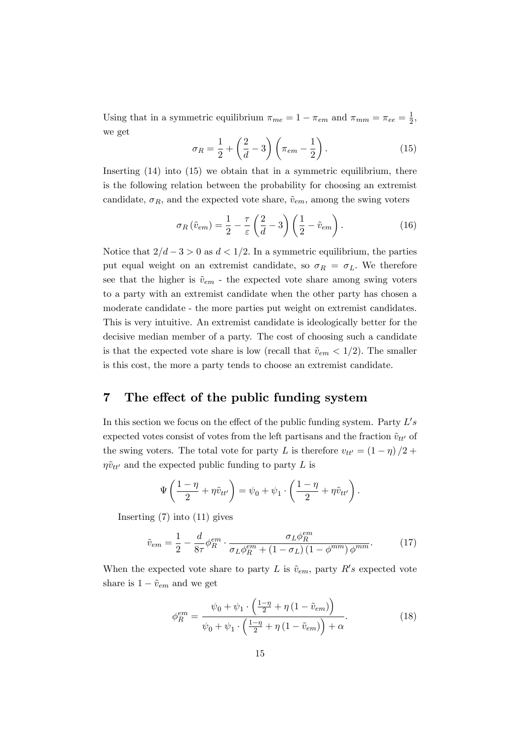Using that in a symmetric equilibrium $\pi_{me} = 1 - \pi_{em}$ and $\pi_{mm} = \pi_{ee} = \frac{1}{2}$, we get

$$\sigma_R = \frac{1}{2} + \left(\frac{2}{d} - 3\right)\left(\pi_{em} - \frac{1}{2}\right). \tag{15}$$

Inserting (14) into (15) we obtain that in a symmetric equilibrium, there is the following relation between the probability for choosing an extremist candidate, $\sigma_R$, and the expected vote share, $\tilde{v}_{em}$, among the swing voters

$$\sigma_R(\tilde{v}_{em}) = \frac{1}{2} - \frac{\tau}{\varepsilon}\left(\frac{2}{d} - 3\right)\left(\frac{1}{2} - \tilde{v}_{em}\right). \tag{16}$$

Notice that $2/d - 3 > 0$ as $d < 1/2$. In a symmetric equilibrium, the parties put equal weight on an extremist candidate, so $\sigma_R = \sigma_L$. We therefore see that the higher is $\tilde{v}_{em}$ - the expected vote share among swing voters to a party with an extremist candidate when the other party has chosen a moderate candidate - the more parties put weight on extremist candidates. This is very intuitive. An extremist candidate is ideologically better for the decisive median member of a party. The cost of choosing such a candidate is that the expected vote share is low (recall that $\tilde{v}_{em} < 1/2$). The smaller is this cost, the more a party tends to choose an extremist candidate.

## 7 The effect of the public funding system

In this section we focus on the effect of the public funding system. Party $L's$ expected votes consist of votes from the left partisans and the fraction $\tilde{v}_{tt'}$ of the swing voters. The total vote for party $L$ is therefore $v_{tt'} = (1 - \eta)/2 + \eta\tilde{v}_{tt'}$ and the expected public funding to party $L$ is

$$\Psi\left(\frac{1-\eta}{2} + \eta\tilde{v}_{tt'}\right) = \psi_0 + \psi_1 \cdot \left(\frac{1-\eta}{2} + \eta\tilde{v}_{tt'}\right).$$

Inserting (7) into (11) gives

$$\tilde{v}_{em} = \frac{1}{2} - \frac{d}{8\tau}\phi_R^{em} \cdot \frac{\sigma_L\phi_R^{em}}{\sigma_L\phi_R^{em} + (1 - \sigma_L)(1 - \phi^{mm})\phi^{mm}}. \tag{17}$$

When the expected vote share to party $L$ is $\tilde{v}_{em}$, party $R's$ expected vote share is $1 - \tilde{v}_{em}$ and we get

$$\phi_R^{em} = \frac{\psi_0 + \psi_1 \cdot \left(\frac{1-\eta}{2} + \eta(1 - \tilde{v}_{em})\right)}{\psi_0 + \psi_1 \cdot \left(\frac{1-\eta}{2} + \eta(1 - \tilde{v}_{em})\right) + \alpha}. \tag{18}$$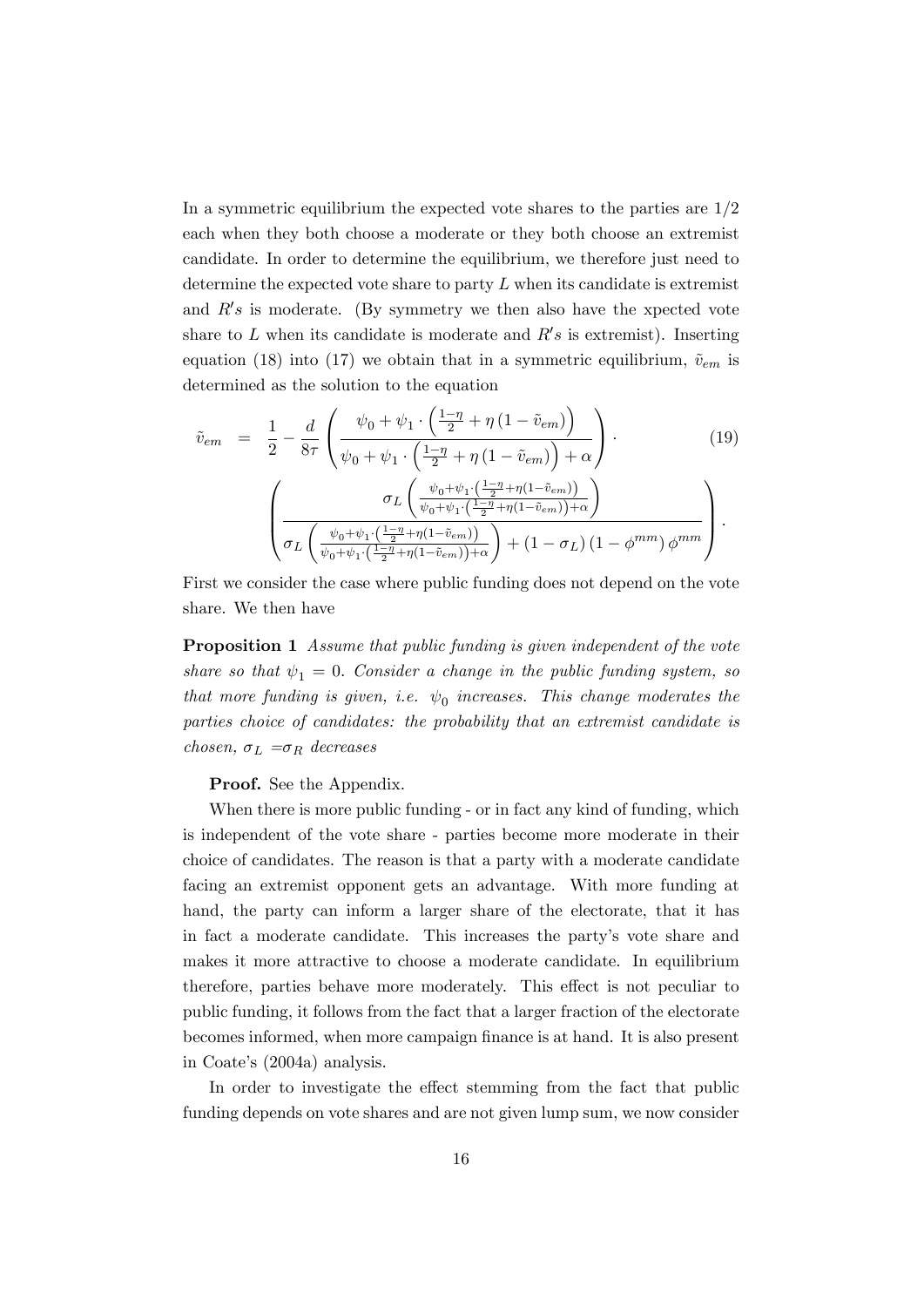In a symmetric equilibrium the expected vote shares to the parties are $1/2$ each when they both choose a moderate or they both choose an extremist candidate. In order to determine the equilibrium, we therefore just need to determine the expected vote share to party $L$ when its candidate is extremist and $R's$ is moderate. (By symmetry we then also have the xpected vote share to $L$ when its candidate is moderate and $R's$ is extremist). Inserting equation (18) into (17) we obtain that in a symmetric equilibrium, $\tilde{v}_{em}$ is determined as the solution to the equation

$$
\begin{aligned}
\tilde{v}_{em} &= \frac{1}{2} - \frac{d}{8\tau}\left(\frac{\psi_0 + \psi_1 \cdot \left(\frac{1-\eta}{2} + \eta\left(1 - \tilde{v}_{em}\right)\right)}{\psi_0 + \psi_1 \cdot \left(\frac{1-\eta}{2} + \eta\left(1 - \tilde{v}_{em}\right)\right) + \alpha}\right) \cdot \\
&\left(\frac{\sigma_L\left(\frac{\psi_0 + \psi_1 \cdot \left(\frac{1-\eta}{2} + \eta(1 - \tilde{v}_{em})\right)}{\psi_0 + \psi_1 \cdot \left(\frac{1-\eta}{2} + \eta(1 - \tilde{v}_{em})\right) + \alpha}\right)}{\sigma_L\left(\frac{\psi_0 + \psi_1 \cdot \left(\frac{1-\eta}{2} + \eta(1 - \tilde{v}_{em})\right)}{\psi_0 + \psi_1 \cdot \left(\frac{1-\eta}{2} + \eta(1 - \tilde{v}_{em})\right) + \alpha}\right) + \left(1 - \sigma_L\right)\left(1 - \phi^{mm}\right)\phi^{mm}}\right).
\end{aligned} \tag{19}
$$

First we consider the case where public funding does not depend on the vote share. We then have

**Proposition 1** *Assume that public funding is given independent of the vote share so that $\psi_1 = 0$. Consider a change in the public funding system, so that more funding is given, i.e. $\psi_0$ increases. This change moderates the parties choice of candidates: the probability that an extremist candidate is chosen, $\sigma_L = \sigma_R$ decreases*

**Proof.** See the Appendix.

When there is more public funding - or in fact any kind of funding, which is independent of the vote share - parties become more moderate in their choice of candidates. The reason is that a party with a moderate candidate facing an extremist opponent gets an advantage. With more funding at hand, the party can inform a larger share of the electorate, that it has in fact a moderate candidate. This increases the party's vote share and makes it more attractive to choose a moderate candidate. In equilibrium therefore, parties behave more moderately. This effect is not peculiar to public funding, it follows from the fact that a larger fraction of the electorate becomes informed, when more campaign finance is at hand. It is also present in Coate's (2004a) analysis.

In order to investigate the effect stemming from the fact that public funding depends on vote shares and are not given lump sum, we now consider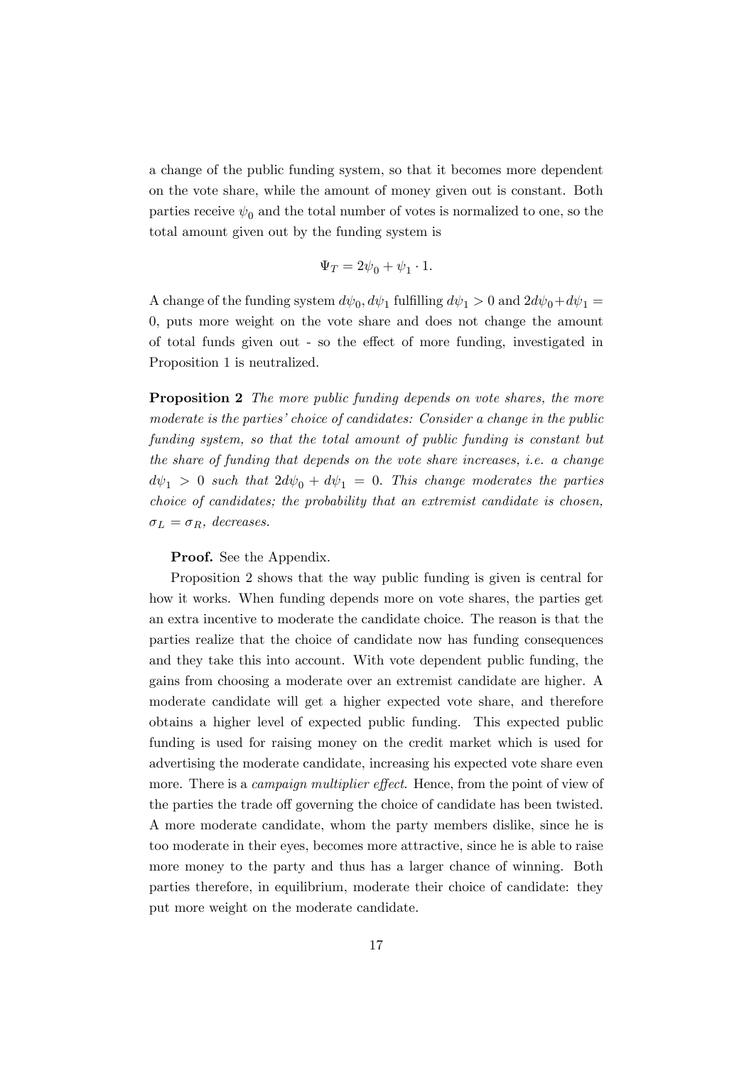a change of the public funding system, so that it becomes more dependent on the vote share, while the amount of money given out is constant. Both parties receive $\psi_0$ and the total number of votes is normalized to one, so the total amount given out by the funding system is

$$\Psi_T = 2\psi_0 + \psi_1 \cdot 1.$$

A change of the funding system $d\psi_0, d\psi_1$ fulfilling $d\psi_1 > 0$ and $2d\psi_0 + d\psi_1 = 0$, puts more weight on the vote share and does not change the amount of total funds given out - so the effect of more funding, investigated in Proposition 1 is neutralized.

**Proposition 2** *The more public funding depends on vote shares, the more moderate is the parties' choice of candidates: Consider a change in the public funding system, so that the total amount of public funding is constant but the share of funding that depends on the vote share increases, i.e. a change* $d\psi_1 > 0$ *such that* $2d\psi_0 + d\psi_1 = 0$*. This change moderates the parties choice of candidates; the probability that an extremist candidate is chosen,* $\sigma_L = \sigma_R$*, decreases.*

**Proof.** See the Appendix.

Proposition 2 shows that the way public funding is given is central for how it works. When funding depends more on vote shares, the parties get an extra incentive to moderate the candidate choice. The reason is that the parties realize that the choice of candidate now has funding consequences and they take this into account. With vote dependent public funding, the gains from choosing a moderate over an extremist candidate are higher. A moderate candidate will get a higher expected vote share, and therefore obtains a higher level of expected public funding. This expected public funding is used for raising money on the credit market which is used for advertising the moderate candidate, increasing his expected vote share even more. There is a *campaign multiplier effect*. Hence, from the point of view of the parties the trade off governing the choice of candidate has been twisted. A more moderate candidate, whom the party members dislike, since he is too moderate in their eyes, becomes more attractive, since he is able to raise more money to the party and thus has a larger chance of winning. Both parties therefore, in equilibrium, moderate their choice of candidate: they put more weight on the moderate candidate.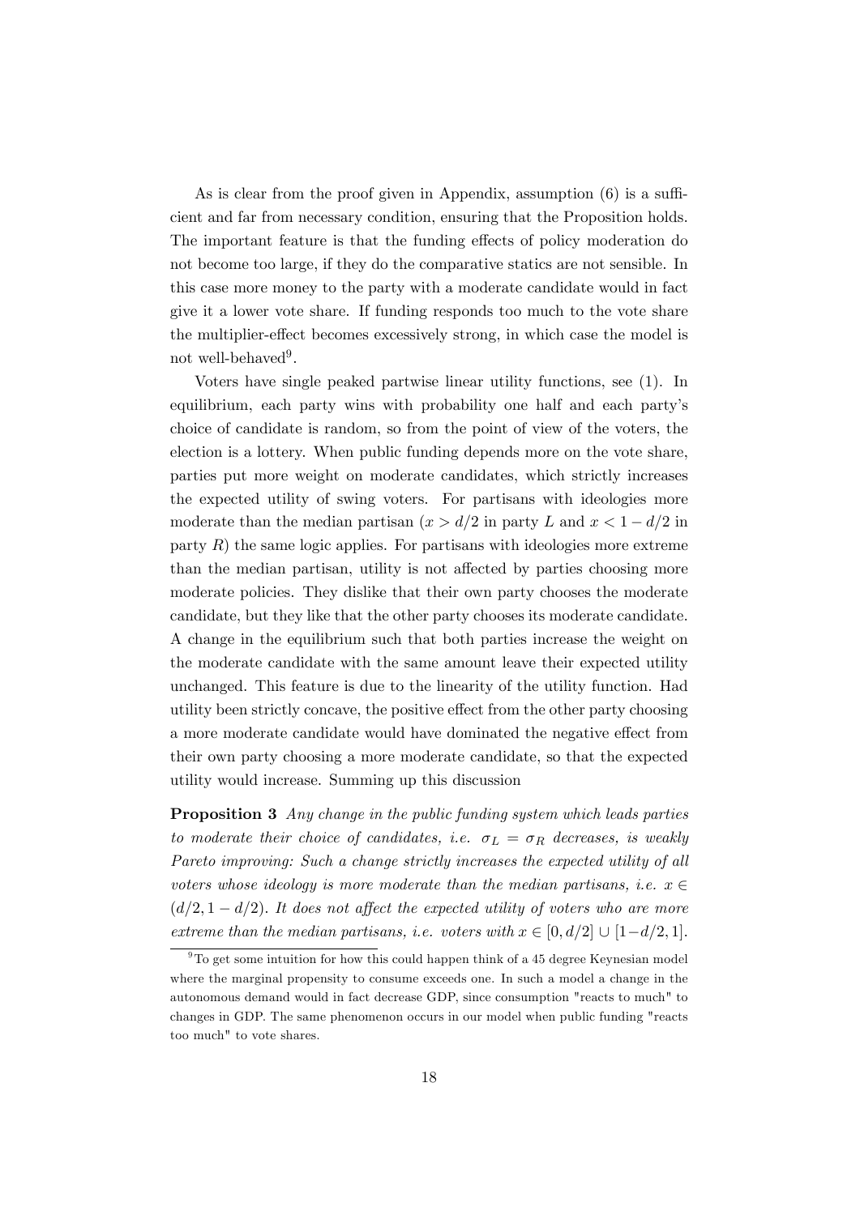As is clear from the proof given in Appendix, assumption (6) is a sufficient and far from necessary condition, ensuring that the Proposition holds. The important feature is that the funding effects of policy moderation do not become too large, if they do the comparative statics are not sensible. In this case more money to the party with a moderate candidate would in fact give it a lower vote share. If funding responds too much to the vote share the multiplier-effect becomes excessively strong, in which case the model is not well-behaved[9].

Voters have single peaked partwise linear utility functions, see (1). In equilibrium, each party wins with probability one half and each party's choice of candidate is random, so from the point of view of the voters, the election is a lottery. When public funding depends more on the vote share, parties put more weight on moderate candidates, which strictly increases the expected utility of swing voters. For partisans with ideologies more moderate than the median partisan ($x > d/2$ in party $L$ and $x < 1 - d/2$ in party $R$) the same logic applies. For partisans with ideologies more extreme than the median partisan, utility is not affected by parties choosing more moderate policies. They dislike that their own party chooses the moderate candidate, but they like that the other party chooses its moderate candidate. A change in the equilibrium such that both parties increase the weight on the moderate candidate with the same amount leave their expected utility unchanged. This feature is due to the linearity of the utility function. Had utility been strictly concave, the positive effect from the other party choosing a more moderate candidate would have dominated the negative effect from their own party choosing a more moderate candidate, so that the expected utility would increase. Summing up this discussion

**Proposition 3** *Any change in the public funding system which leads parties to moderate their choice of candidates, i.e.* $\sigma_L = \sigma_R$ *decreases, is weakly Pareto improving: Such a change strictly increases the expected utility of all voters whose ideology is more moderate than the median partisans, i.e.* $x \in (d/2, 1 - d/2)$*. It does not affect the expected utility of voters who are more extreme than the median partisans, i.e. voters with* $x \in [0, d/2] \cup [1 - d/2, 1]$.

[9] To get some intuition for how this could happen think of a 45 degree Keynesian model where the marginal propensity to consume exceeds one. In such a model a change in the autonomous demand would in fact decrease GDP, since consumption "reacts to much" to changes in GDP. The same phenomenon occurs in our model when public funding "reacts too much" to vote shares.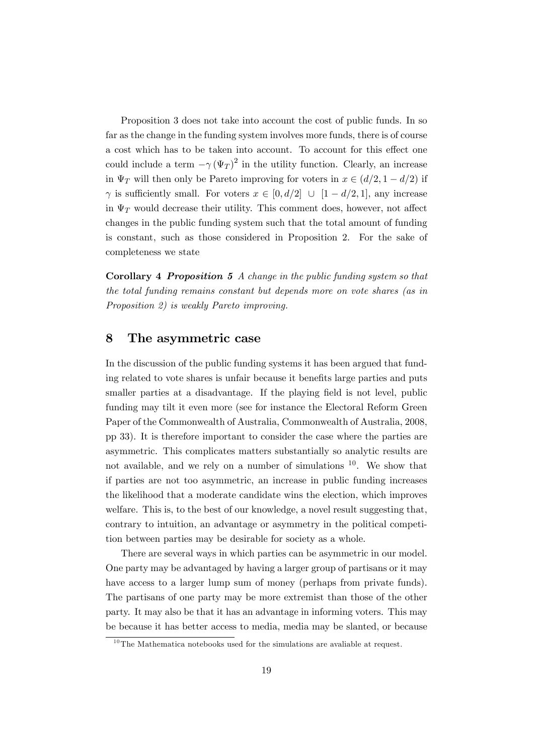Proposition 3 does not take into account the cost of public funds. In so far as the change in the funding system involves more funds, there is of course a cost which has to be taken into account. To account for this effect one could include a term $-\gamma(\Psi_T)^2$ in the utility function. Clearly, an increase in $\Psi_T$ will then only be Pareto improving for voters in $x \in (d/2, 1-d/2)$ if $\gamma$ is sufficiently small. For voters $x \in [0, d/2] \cup [1-d/2, 1]$, any increase in $\Psi_T$ would decrease their utility. This comment does, however, not affect changes in the public funding system such that the total amount of funding is constant, such as those considered in Proposition 2. For the sake of completeness we state

**Corollary 4** ***Proposition 5*** *A change in the public funding system so that the total funding remains constant but depends more on vote shares (as in Proposition 2) is weakly Pareto improving.*

## 8 The asymmetric case

In the discussion of the public funding systems it has been argued that funding related to vote shares is unfair because it benefits large parties and puts smaller parties at a disadvantage. If the playing field is not level, public funding may tilt it even more (see for instance the Electoral Reform Green Paper of the Commonwealth of Australia, Commonwealth of Australia, 2008, pp 33). It is therefore important to consider the case where the parties are asymmetric. This complicates matters substantially so analytic results are not available, and we rely on a number of simulations [10]. We show that if parties are not too asymmetric, an increase in public funding increases the likelihood that a moderate candidate wins the election, which improves welfare. This is, to the best of our knowledge, a novel result suggesting that, contrary to intuition, an advantage or asymmetry in the political competition between parties may be desirable for society as a whole.

There are several ways in which parties can be asymmetric in our model. One party may be advantaged by having a larger group of partisans or it may have access to a larger lump sum of money (perhaps from private funds). The partisans of one party may be more extremist than those of the other party. It may also be that it has an advantage in informing voters. This may be because it has better access to media, media may be slanted, or because

[10] The Mathematica notebooks used for the simulations are avaliable at request.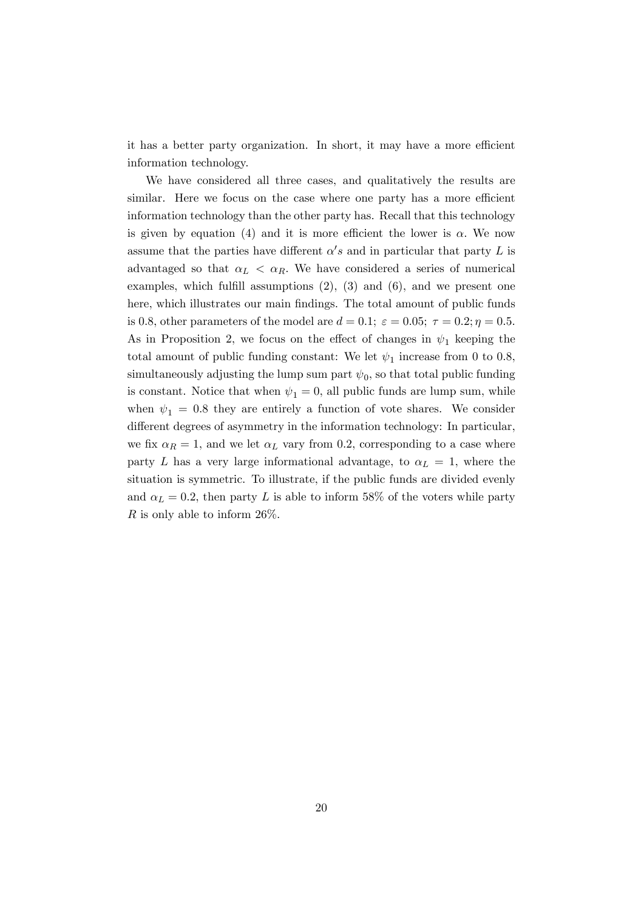it has a better party organization. In short, it may have a more efficient information technology.

We have considered all three cases, and qualitatively the results are similar. Here we focus on the case where one party has a more efficient information technology than the other party has. Recall that this technology is given by equation (4) and it is more efficient the lower is $\alpha$. We now assume that the parties have different $\alpha's$ and in particular that party $L$ is advantaged so that $\alpha_L < \alpha_R$. We have considered a series of numerical examples, which fulfill assumptions (2), (3) and (6), and we present one here, which illustrates our main findings. The total amount of public funds is 0.8, other parameters of the model are $d = 0.1$; $\varepsilon = 0.05$; $\tau = 0.2; \eta = 0.5$. As in Proposition 2, we focus on the effect of changes in $\psi_1$ keeping the total amount of public funding constant: We let $\psi_1$ increase from 0 to 0.8, simultaneously adjusting the lump sum part $\psi_0$, so that total public funding is constant. Notice that when $\psi_1 = 0$, all public funds are lump sum, while when $\psi_1 = 0.8$ they are entirely a function of vote shares. We consider different degrees of asymmetry in the information technology: In particular, we fix $\alpha_R = 1$, and we let $\alpha_L$ vary from 0.2, corresponding to a case where party $L$ has a very large informational advantage, to $\alpha_L = 1$, where the situation is symmetric. To illustrate, if the public funds are divided evenly and $\alpha_L = 0.2$, then party $L$ is able to inform 58% of the voters while party $R$ is only able to inform 26%.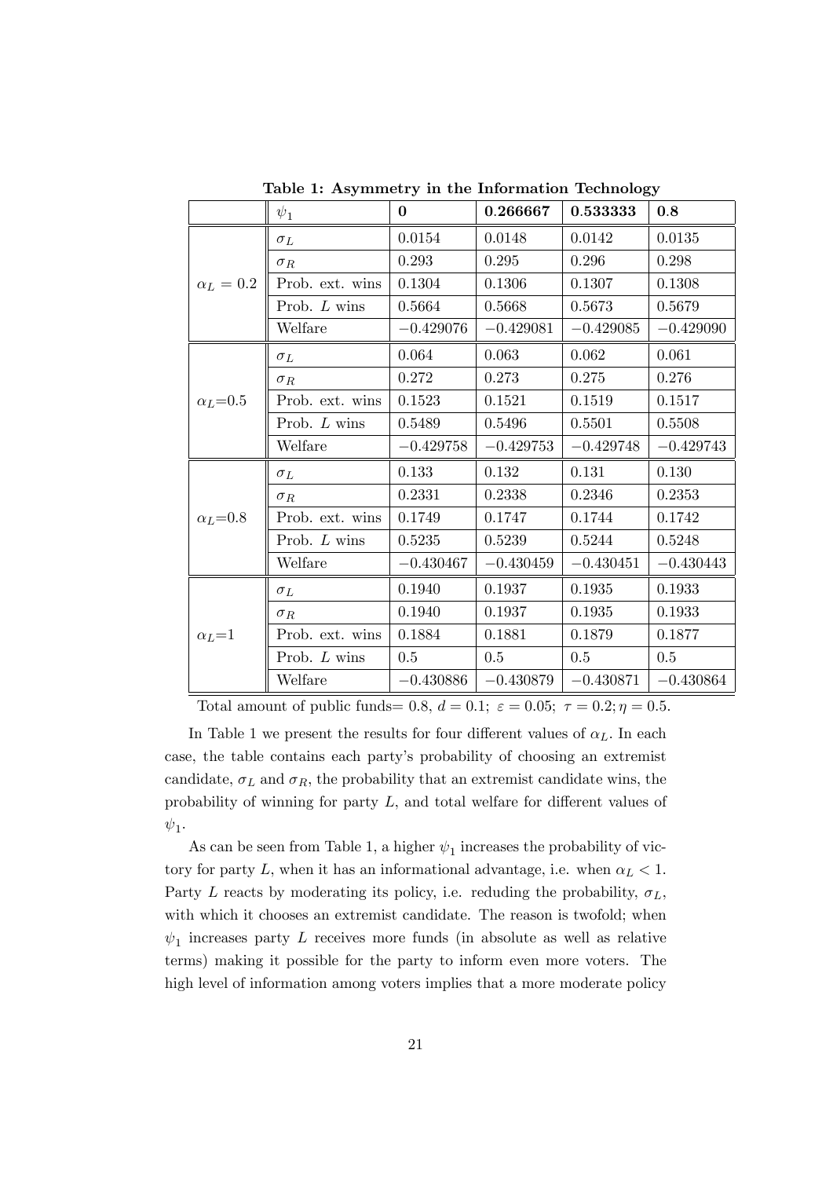**Table 1: Asymmetry in the Information Technology**

| | $\psi_1$ | **0** | **0.266667** | **0.533333** | **0.8** |
|---|---|---|---|---|---|
| $\alpha_L = 0.2$ | $\sigma_L$ | 0.0154 | 0.0148 | 0.0142 | 0.0135 |
| | $\sigma_R$ | 0.293 | 0.295 | 0.296 | 0.298 |
| | Prob. ext. wins | 0.1304 | 0.1306 | 0.1307 | 0.1308 |
| | Prob. $L$ wins | 0.5664 | 0.5668 | 0.5673 | 0.5679 |
| | Welfare | $-0.429076$ | $-0.429081$ | $-0.429085$ | $-0.429090$ |
| $\alpha_L$=0.5 | $\sigma_L$ | 0.064 | 0.063 | 0.062 | 0.061 |
| | $\sigma_R$ | 0.272 | 0.273 | 0.275 | 0.276 |
| | Prob. ext. wins | 0.1523 | 0.1521 | 0.1519 | 0.1517 |
| | Prob. $L$ wins | 0.5489 | 0.5496 | 0.5501 | 0.5508 |
| | Welfare | $-0.429758$ | $-0.429753$ | $-0.429748$ | $-0.429743$ |
| $\alpha_L$=0.8 | $\sigma_L$ | 0.133 | 0.132 | 0.131 | 0.130 |
| | $\sigma_R$ | 0.2331 | 0.2338 | 0.2346 | 0.2353 |
| | Prob. ext. wins | 0.1749 | 0.1747 | 0.1744 | 0.1742 |
| | Prob. $L$ wins | 0.5235 | 0.5239 | 0.5244 | 0.5248 |
| | Welfare | $-0.430467$ | $-0.430459$ | $-0.430451$ | $-0.430443$ |
| $\alpha_L$=1 | $\sigma_L$ | 0.1940 | 0.1937 | 0.1935 | 0.1933 |
| | $\sigma_R$ | 0.1940 | 0.1937 | 0.1935 | 0.1933 |
| | Prob. ext. wins | 0.1884 | 0.1881 | 0.1879 | 0.1877 |
| | Prob. $L$ wins | 0.5 | 0.5 | 0.5 | 0.5 |
| | Welfare | $-0.430886$ | $-0.430879$ | $-0.430871$ | $-0.430864$ |

Total amount of public funds= 0.8, $d = 0.1$; $\varepsilon = 0.05$; $\tau = 0.2; \eta = 0.5$.

In Table 1 we present the results for four different values of $\alpha_L$. In each case, the table contains each party's probability of choosing an extremist candidate, $\sigma_L$ and $\sigma_R$, the probability that an extremist candidate wins, the probability of winning for party $L$, and total welfare for different values of $\psi_1$.

As can be seen from Table 1, a higher $\psi_1$ increases the probability of victory for party $L$, when it has an informational advantage, i.e. when $\alpha_L < 1$. Party $L$ reacts by moderating its policy, i.e. reduding the probability, $\sigma_L$, with which it chooses an extremist candidate. The reason is twofold; when $\psi_1$ increases party $L$ receives more funds (in absolute as well as relative terms) making it possible for the party to inform even more voters. The high level of information among voters implies that a more moderate policy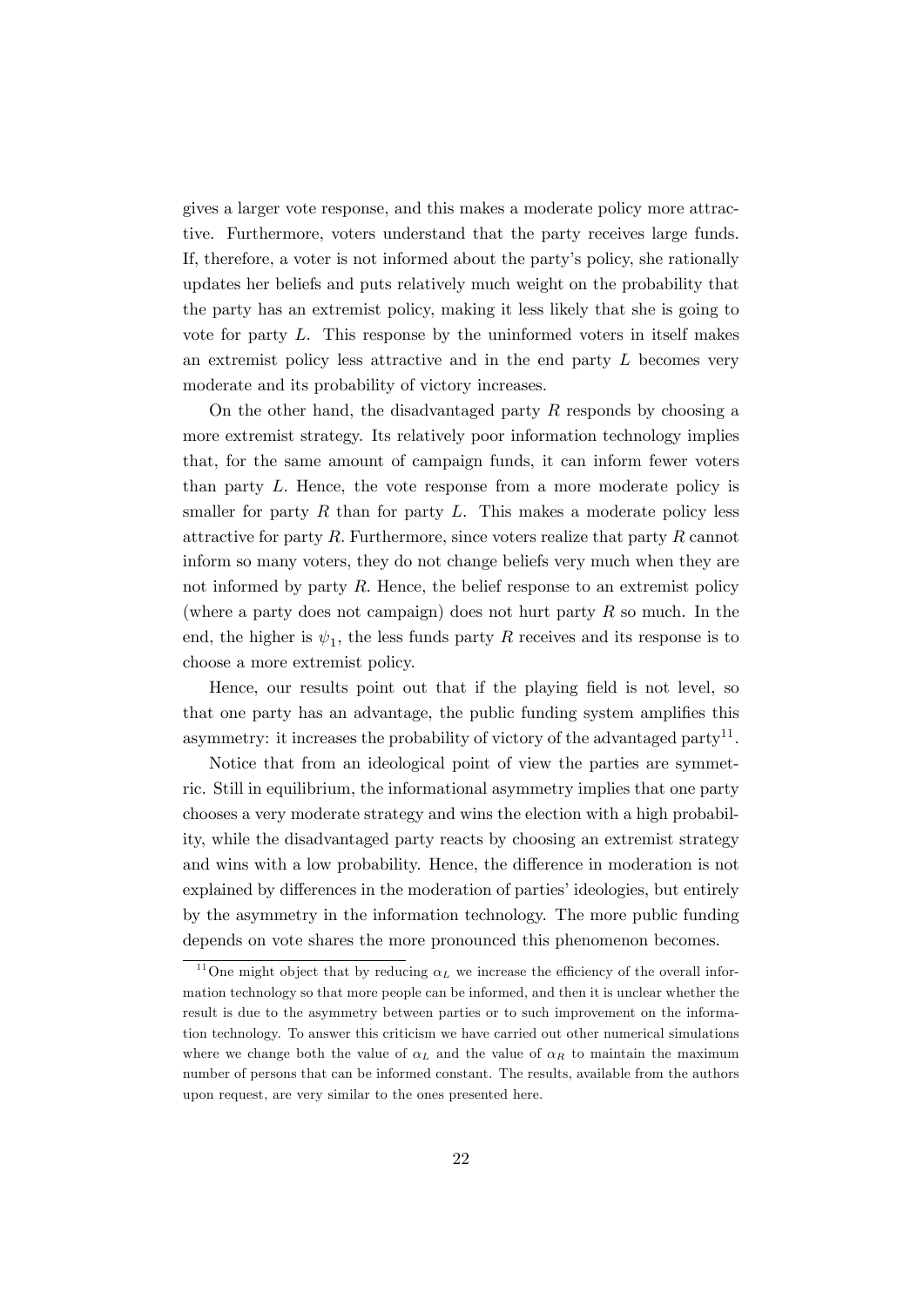gives a larger vote response, and this makes a moderate policy more attractive. Furthermore, voters understand that the party receives large funds. If, therefore, a voter is not informed about the party's policy, she rationally updates her beliefs and puts relatively much weight on the probability that the party has an extremist policy, making it less likely that she is going to vote for party $L$. This response by the uninformed voters in itself makes an extremist policy less attractive and in the end party $L$ becomes very moderate and its probability of victory increases.

On the other hand, the disadvantaged party $R$ responds by choosing a more extremist strategy. Its relatively poor information technology implies that, for the same amount of campaign funds, it can inform fewer voters than party $L$. Hence, the vote response from a more moderate policy is smaller for party $R$ than for party $L$. This makes a moderate policy less attractive for party $R$. Furthermore, since voters realize that party $R$ cannot inform so many voters, they do not change beliefs very much when they are not informed by party $R$. Hence, the belief response to an extremist policy (where a party does not campaign) does not hurt party $R$ so much. In the end, the higher is $\psi_1$, the less funds party $R$ receives and its response is to choose a more extremist policy.

Hence, our results point out that if the playing field is not level, so that one party has an advantage, the public funding system amplifies this asymmetry: it increases the probability of victory of the advantaged party[11].

Notice that from an ideological point of view the parties are symmetric. Still in equilibrium, the informational asymmetry implies that one party chooses a very moderate strategy and wins the election with a high probability, while the disadvantaged party reacts by choosing an extremist strategy and wins with a low probability. Hence, the difference in moderation is not explained by differences in the moderation of parties' ideologies, but entirely by the asymmetry in the information technology. The more public funding depends on vote shares the more pronounced this phenomenon becomes.

[11] One might object that by reducing $\alpha_L$ we increase the efficiency of the overall information technology so that more people can be informed, and then it is unclear whether the result is due to the asymmetry between parties or to such improvement on the information technology. To answer this criticism we have carried out other numerical simulations where we change both the value of $\alpha_L$ and the value of $\alpha_R$ to maintain the maximum number of persons that can be informed constant. The results, available from the authors upon request, are very similar to the ones presented here.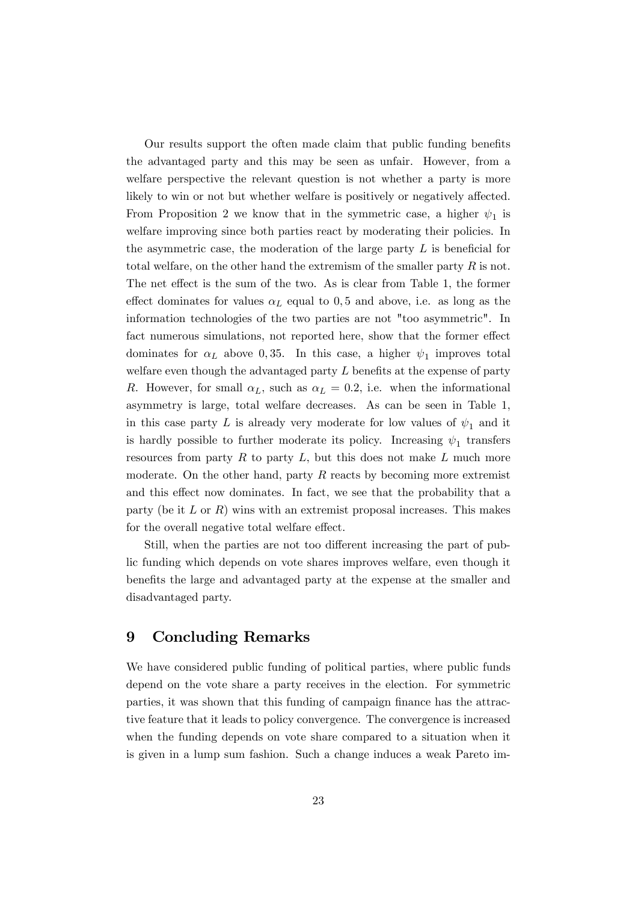Our results support the often made claim that public funding benefits the advantaged party and this may be seen as unfair. However, from a welfare perspective the relevant question is not whether a party is more likely to win or not but whether welfare is positively or negatively affected. From Proposition 2 we know that in the symmetric case, a higher $\psi_1$ is welfare improving since both parties react by moderating their policies. In the asymmetric case, the moderation of the large party $L$ is beneficial for total welfare, on the other hand the extremism of the smaller party $R$ is not. The net effect is the sum of the two. As is clear from Table 1, the former effect dominates for values $\alpha_L$ equal to 0,5 and above, i.e. as long as the information technologies of the two parties are not "too asymmetric". In fact numerous simulations, not reported here, show that the former effect dominates for $\alpha_L$ above 0,35. In this case, a higher $\psi_1$ improves total welfare even though the advantaged party $L$ benefits at the expense of party $R$. However, for small $\alpha_L$, such as $\alpha_L = 0.2$, i.e. when the informational asymmetry is large, total welfare decreases. As can be seen in Table 1, in this case party $L$ is already very moderate for low values of $\psi_1$ and it is hardly possible to further moderate its policy. Increasing $\psi_1$ transfers resources from party $R$ to party $L$, but this does not make $L$ much more moderate. On the other hand, party $R$ reacts by becoming more extremist and this effect now dominates. In fact, we see that the probability that a party (be it $L$ or $R$) wins with an extremist proposal increases. This makes for the overall negative total welfare effect.

Still, when the parties are not too different increasing the part of public funding which depends on vote shares improves welfare, even though it benefits the large and advantaged party at the expense at the smaller and disadvantaged party.

## 9 Concluding Remarks

We have considered public funding of political parties, where public funds depend on the vote share a party receives in the election. For symmetric parties, it was shown that this funding of campaign finance has the attractive feature that it leads to policy convergence. The convergence is increased when the funding depends on vote share compared to a situation when it is given in a lump sum fashion. Such a change induces a weak Pareto im-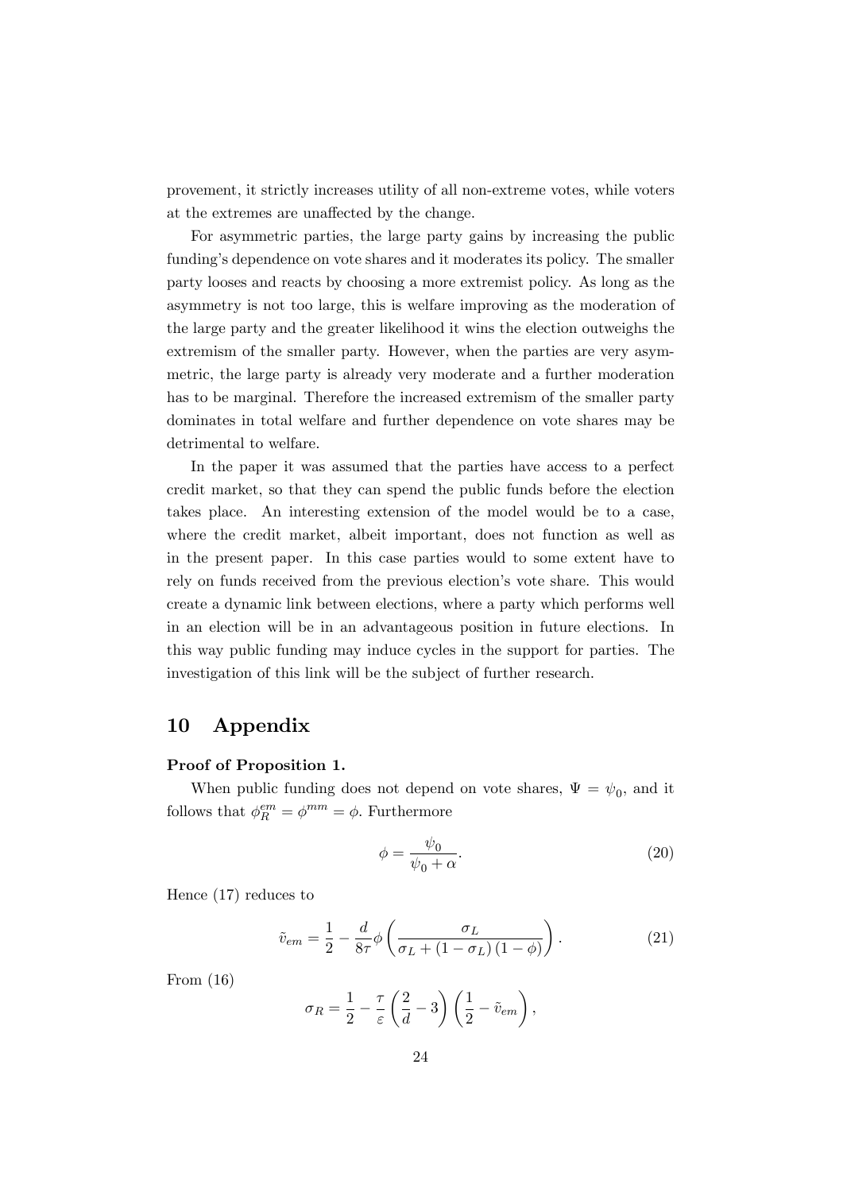provement, it strictly increases utility of all non-extreme votes, while voters at the extremes are unaffected by the change.

For asymmetric parties, the large party gains by increasing the public funding's dependence on vote shares and it moderates its policy. The smaller party looses and reacts by choosing a more extremist policy. As long as the asymmetry is not too large, this is welfare improving as the moderation of the large party and the greater likelihood it wins the election outweighs the extremism of the smaller party. However, when the parties are very asymmetric, the large party is already very moderate and a further moderation has to be marginal. Therefore the increased extremism of the smaller party dominates in total welfare and further dependence on vote shares may be detrimental to welfare.

In the paper it was assumed that the parties have access to a perfect credit market, so that they can spend the public funds before the election takes place. An interesting extension of the model would be to a case, where the credit market, albeit important, does not function as well as in the present paper. In this case parties would to some extent have to rely on funds received from the previous election's vote share. This would create a dynamic link between elections, where a party which performs well in an election will be in an advantageous position in future elections. In this way public funding may induce cycles in the support for parties. The investigation of this link will be the subject of further research.

# 10 Appendix

**Proof of Proposition 1.**

When public funding does not depend on vote shares, $\Psi = \psi_0$, and it follows that $\phi_R^{em} = \phi^{mm} = \phi$. Furthermore

$$\phi = \frac{\psi_0}{\psi_0 + \alpha}. \tag{20}$$

Hence (17) reduces to

$$\tilde{v}_{em} = \frac{1}{2} - \frac{d}{8\tau}\phi\left(\frac{\sigma_L}{\sigma_L + (1-\sigma_L)(1-\phi)}\right). \tag{21}$$

From (16)

$$\sigma_R = \frac{1}{2} - \frac{\tau}{\varepsilon}\left(\frac{2}{d} - 3\right)\left(\frac{1}{2} - \tilde{v}_{em}\right),$$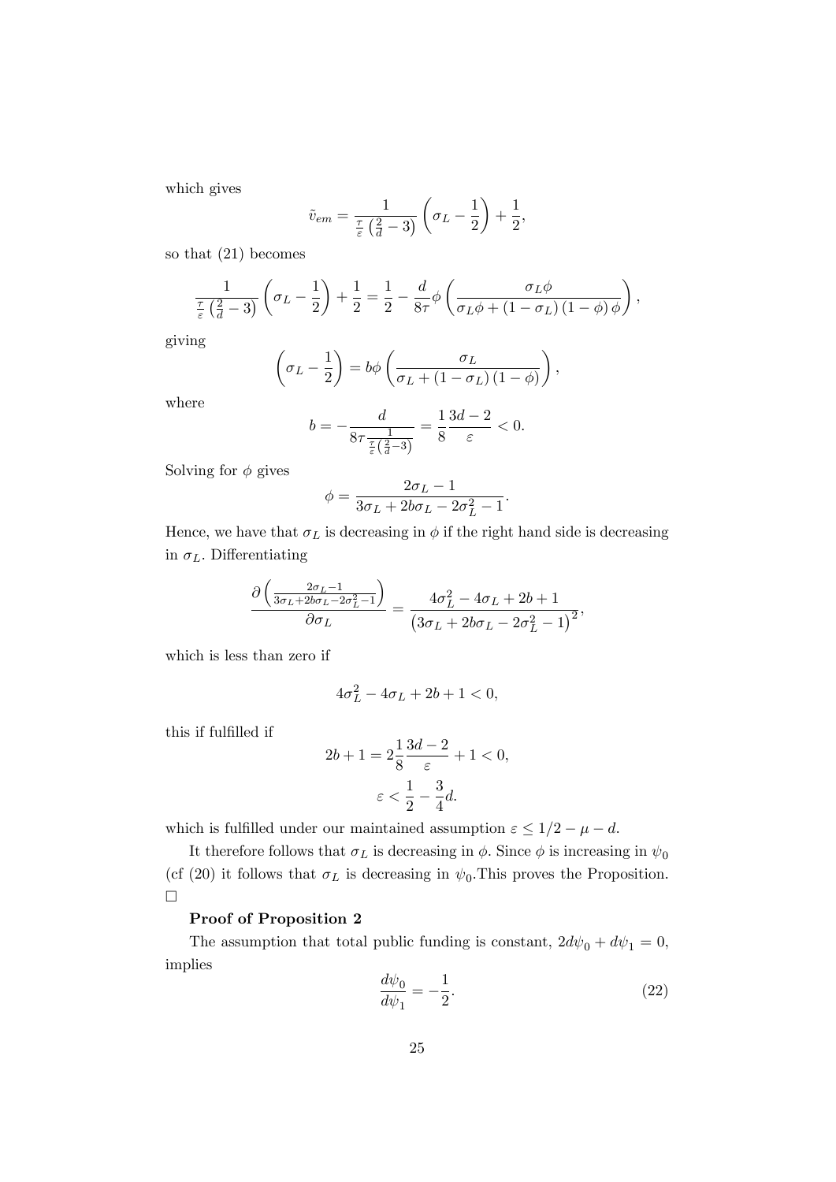which gives

$$\tilde{v}_{em} = \frac{1}{\frac{\tau}{\varepsilon}\left(\frac{2}{d} - 3\right)}\left(\sigma_L - \frac{1}{2}\right) + \frac{1}{2},$$

so that (21) becomes

$$\frac{1}{\frac{\tau}{\varepsilon}\left(\frac{2}{d} - 3\right)}\left(\sigma_L - \frac{1}{2}\right) + \frac{1}{2} = \frac{1}{2} - \frac{d}{8\tau}\phi\left(\frac{\sigma_L\phi}{\sigma_L\phi + (1-\sigma_L)(1-\phi)\phi}\right),$$

giving

$$\left(\sigma_L - \frac{1}{2}\right) = b\phi\left(\frac{\sigma_L}{\sigma_L + (1-\sigma_L)(1-\phi)}\right),$$

where

$$b = -\frac{d}{8\tau\frac{1}{\frac{\tau}{\varepsilon}\left(\frac{2}{d}-3\right)}} = \frac{1}{8}\frac{3d-2}{\varepsilon} < 0.$$

Solving for $\phi$ gives

$$\phi = \frac{2\sigma_L - 1}{3\sigma_L + 2b\sigma_L - 2\sigma_L^2 - 1}.$$

Hence, we have that $\sigma_L$ is decreasing in $\phi$ if the right hand side is decreasing in $\sigma_L$. Differentiating

$$\frac{\partial\left(\frac{2\sigma_L - 1}{3\sigma_L + 2b\sigma_L - 2\sigma_L^2 - 1}\right)}{\partial\sigma_L} = \frac{4\sigma_L^2 - 4\sigma_L + 2b + 1}{\left(3\sigma_L + 2b\sigma_L - 2\sigma_L^2 - 1\right)^2},$$

which is less than zero if

$$4\sigma_L^2 - 4\sigma_L + 2b + 1 < 0,$$

this if fulfilled if

$$2b + 1 = 2\frac{1}{8}\frac{3d-2}{\varepsilon} + 1 < 0,$$

$$\varepsilon < \frac{1}{2} - \frac{3}{4}d.$$

which is fulfilled under our maintained assumption $\varepsilon \leq 1/2 - \mu - d$.

It therefore follows that $\sigma_L$ is decreasing in $\phi$. Since $\phi$ is increasing in $\psi_0$ (cf (20) it follows that $\sigma_L$ is decreasing in $\psi_0$.This proves the Proposition. □

**Proof of Proposition 2**

The assumption that total public funding is constant, $2d\psi_0 + d\psi_1 = 0$, implies

$$\frac{d\psi_0}{d\psi_1} = -\frac{1}{2}. \tag{22}$$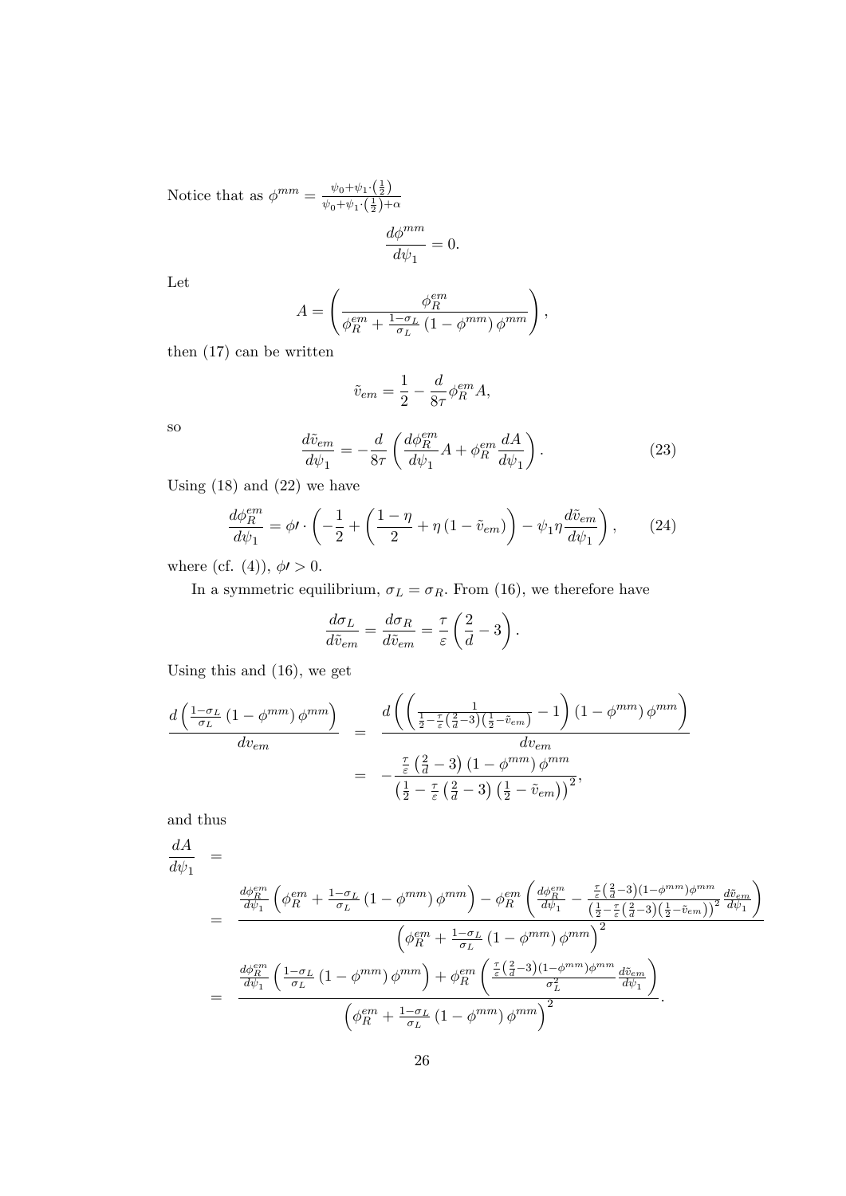Notice that as $\phi^{mm} = \frac{\psi_0 + \psi_1 \cdot \left(\frac{1}{2}\right)}{\psi_0 + \psi_1 \cdot \left(\frac{1}{2}\right) + \alpha}$

$$\frac{d\phi^{mm}}{d\psi_1} = 0.$$

Let

$$A = \left( \frac{\phi_R^{em}}{\phi_R^{em} + \frac{1-\sigma_L}{\sigma_L} \left(1 - \phi^{mm}\right) \phi^{mm}} \right),$$

then (17) can be written

$$\tilde{v}_{em} = \frac{1}{2} - \frac{d}{8\tau} \phi_R^{em} A,$$

so

$$\frac{d\tilde{v}_{em}}{d\psi_1} = -\frac{d}{8\tau} \left( \frac{d\phi_R^{em}}{d\psi_1} A + \phi_R^{em} \frac{dA}{d\psi_1} \right). \tag{23}$$

Using (18) and (22) we have

$$\frac{d\phi_R^{em}}{d\psi_1} = \phi\prime \cdot \left( -\frac{1}{2} + \left( \frac{1-\eta}{2} + \eta \left(1 - \tilde{v}_{em}\right) \right) - \psi_1 \eta \frac{d\tilde{v}_{em}}{d\psi_1} \right), \tag{24}$$

where (cf. (4)), $\phi\prime > 0$.

In a symmetric equilibrium, $\sigma_L = \sigma_R$. From (16), we therefore have

$$\frac{d\sigma_L}{d\tilde{v}_{em}} = \frac{d\sigma_R}{d\tilde{v}_{em}} = \frac{\tau}{\varepsilon} \left( \frac{2}{d} - 3 \right).$$

Using this and (16), we get

$$\begin{aligned}
\frac{d\left(\frac{1-\sigma_L}{\sigma_L}\left(1-\phi^{mm}\right)\phi^{mm}\right)}{dv_{em}} &= \frac{d\left(\left(\frac{1}{\frac{1}{2} - \frac{\tau}{\varepsilon}\left(\frac{2}{d}-3\right)\left(\frac{1}{2}-\tilde{v}_{em}\right)} - 1\right)\left(1-\phi^{mm}\right)\phi^{mm}\right)}{dv_{em}} \\
&= -\frac{\frac{\tau}{\varepsilon}\left(\frac{2}{d}-3\right)\left(1-\phi^{mm}\right)\phi^{mm}}{\left(\frac{1}{2} - \frac{\tau}{\varepsilon}\left(\frac{2}{d}-3\right)\left(\frac{1}{2}-\tilde{v}_{em}\right)\right)^2},
\end{aligned}$$

and thus

$$\begin{aligned}
\frac{dA}{d\psi_1} &= \\
&= \frac{\frac{d\phi_R^{em}}{d\psi_1}\left(\phi_R^{em} + \frac{1-\sigma_L}{\sigma_L}\left(1-\phi^{mm}\right)\phi^{mm}\right) - \phi_R^{em}\left(\frac{d\phi_R^{em}}{d\psi_1} - \frac{\frac{\tau}{\varepsilon}\left(\frac{2}{d}-3\right)\left(1-\phi^{mm}\right)\phi^{mm}}{\left(\frac{1}{2}-\frac{\tau}{\varepsilon}\left(\frac{2}{d}-3\right)\left(\frac{1}{2}-\tilde{v}_{em}\right)\right)^2}\frac{d\tilde{v}_{em}}{d\psi_1}\right)}{\left(\phi_R^{em} + \frac{1-\sigma_L}{\sigma_L}\left(1-\phi^{mm}\right)\phi^{mm}\right)^2} \\
&= \frac{\frac{d\phi_R^{em}}{d\psi_1}\left(\frac{1-\sigma_L}{\sigma_L}\left(1-\phi^{mm}\right)\phi^{mm}\right) + \phi_R^{em}\left(\frac{\frac{\tau}{\varepsilon}\left(\frac{2}{d}-3\right)\left(1-\phi^{mm}\right)\phi^{mm}}{\sigma_L^2}\frac{d\tilde{v}_{em}}{d\psi_1}\right)}{\left(\phi_R^{em} + \frac{1-\sigma_L}{\sigma_L}\left(1-\phi^{mm}\right)\phi^{mm}\right)^2}.
\end{aligned}$$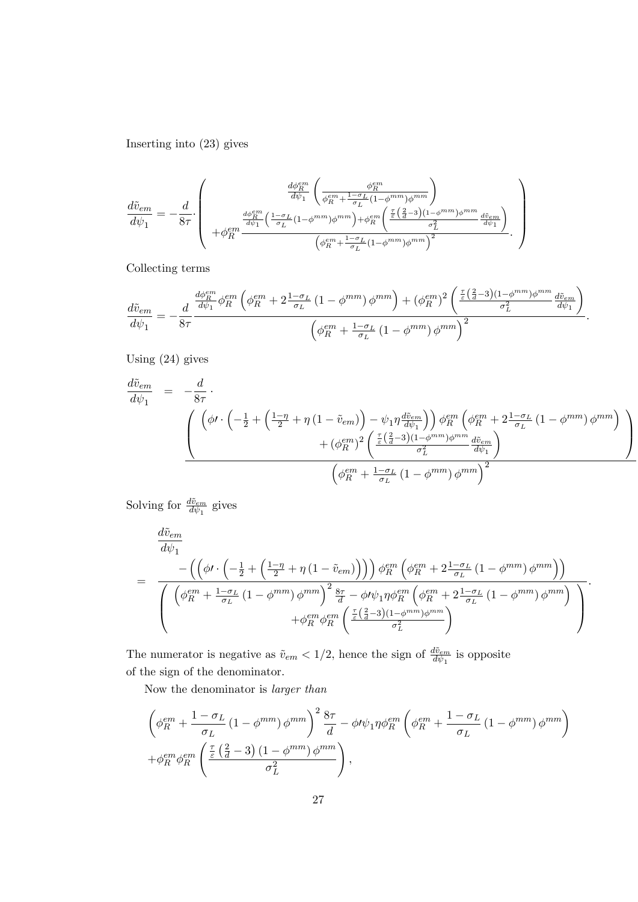Inserting into (23) gives

$$\frac{d\tilde{v}_{em}}{d\psi_1} = -\frac{d}{8\tau}\cdot \left( \begin{array}{c} \frac{d\phi_R^{em}}{d\psi_1}\left(\frac{\phi_R^{em}}{\phi_R^{em}+\frac{1-\sigma_L}{\sigma_L}(1-\phi^{mm})\phi^{mm}}\right) \\ +\phi_R^{em}\frac{\frac{d\phi_R^{em}}{d\psi_1}\left(\frac{1-\sigma_L}{\sigma_L}(1-\phi^{mm})\phi^{mm}\right)+\phi_R^{em}\left(\frac{\frac{\tau}{\varepsilon}\left(\frac{2}{d}-3\right)(1-\phi^{mm})\phi^{mm}}{\sigma_L^2}\frac{d\tilde{v}_{em}}{d\psi_1}\right)}{\left(\phi_R^{em}+\frac{1-\sigma_L}{\sigma_L}(1-\phi^{mm})\phi^{mm}\right)^2}. \end{array} \right)$$

Collecting terms

$$\frac{d\tilde{v}_{em}}{d\psi_1} = -\frac{d}{8\tau}\frac{\frac{d\phi_R^{em}}{d\psi_1}\phi_R^{em}\left(\phi_R^{em}+2\frac{1-\sigma_L}{\sigma_L}\left(1-\phi^{mm}\right)\phi^{mm}\right)+\left(\phi_R^{em}\right)^2\left(\frac{\frac{\tau}{\varepsilon}\left(\frac{2}{d}-3\right)(1-\phi^{mm})\phi^{mm}}{\sigma_L^2}\frac{d\tilde{v}_{em}}{d\psi_1}\right)}{\left(\phi_R^{em}+\frac{1-\sigma_L}{\sigma_L}\left(1-\phi^{mm}\right)\phi^{mm}\right)^2}.$$

Using (24) gives

$$\frac{d\tilde{v}_{em}}{d\psi_1} = -\frac{d}{8\tau}\cdot \frac{\left( \begin{array}{c} \left(\phi\prime\cdot\left(-\frac{1}{2}+\left(\frac{1-\eta}{2}+\eta\left(1-\tilde{v}_{em}\right)\right)-\psi_1\eta\frac{d\tilde{v}_{em}}{d\psi_1}\right)\right)\phi_R^{em}\left(\phi_R^{em}+2\frac{1-\sigma_L}{\sigma_L}\left(1-\phi^{mm}\right)\phi^{mm}\right) \\ +\left(\phi_R^{em}\right)^2\left(\frac{\frac{\tau}{\varepsilon}\left(\frac{2}{d}-3\right)(1-\phi^{mm})\phi^{mm}}{\sigma_L^2}\frac{d\tilde{v}_{em}}{d\psi_1}\right) \end{array} \right)}{\left(\phi_R^{em}+\frac{1-\sigma_L}{\sigma_L}\left(1-\phi^{mm}\right)\phi^{mm}\right)^2}$$

Solving for $\frac{d\tilde{v}_{em}}{d\psi_1}$ gives

$$\frac{d\tilde{v}_{em}}{d\psi_1} = \frac{-\left(\left(\phi\prime\cdot\left(-\frac{1}{2}+\left(\frac{1-\eta}{2}+\eta\left(1-\tilde{v}_{em}\right)\right)\right)\right)\phi_R^{em}\left(\phi_R^{em}+2\frac{1-\sigma_L}{\sigma_L}\left(1-\phi^{mm}\right)\phi^{mm}\right)\right)}{\left( \begin{array}{c} \left(\phi_R^{em}+\frac{1-\sigma_L}{\sigma_L}\left(1-\phi^{mm}\right)\phi^{mm}\right)^2\frac{8\tau}{d}-\phi\prime\psi_1\eta\phi_R^{em}\left(\phi_R^{em}+2\frac{1-\sigma_L}{\sigma_L}\left(1-\phi^{mm}\right)\phi^{mm}\right) \\ +\phi_R^{em}\phi_R^{em}\left(\frac{\frac{\tau}{\varepsilon}\left(\frac{2}{d}-3\right)(1-\phi^{mm})\phi^{mm}}{\sigma_L^2}\right) \end{array} \right)}.$$

The numerator is negative as $\tilde{v}_{em} < 1/2$, hence the sign of $\frac{d\tilde{v}_{em}}{d\psi_1}$ is opposite of the sign of the denominator.

Now the denominator is *larger than*

$$\left(\phi_R^{em}+\frac{1-\sigma_L}{\sigma_L}\left(1-\phi^{mm}\right)\phi^{mm}\right)^2\frac{8\tau}{d}-\phi\prime\psi_1\eta\phi_R^{em}\left(\phi_R^{em}+\frac{1-\sigma_L}{\sigma_L}\left(1-\phi^{mm}\right)\phi^{mm}\right)$$
$$+\phi_R^{em}\phi_R^{em}\left(\frac{\frac{\tau}{\varepsilon}\left(\frac{2}{d}-3\right)\left(1-\phi^{mm}\right)\phi^{mm}}{\sigma_L^2}\right),$$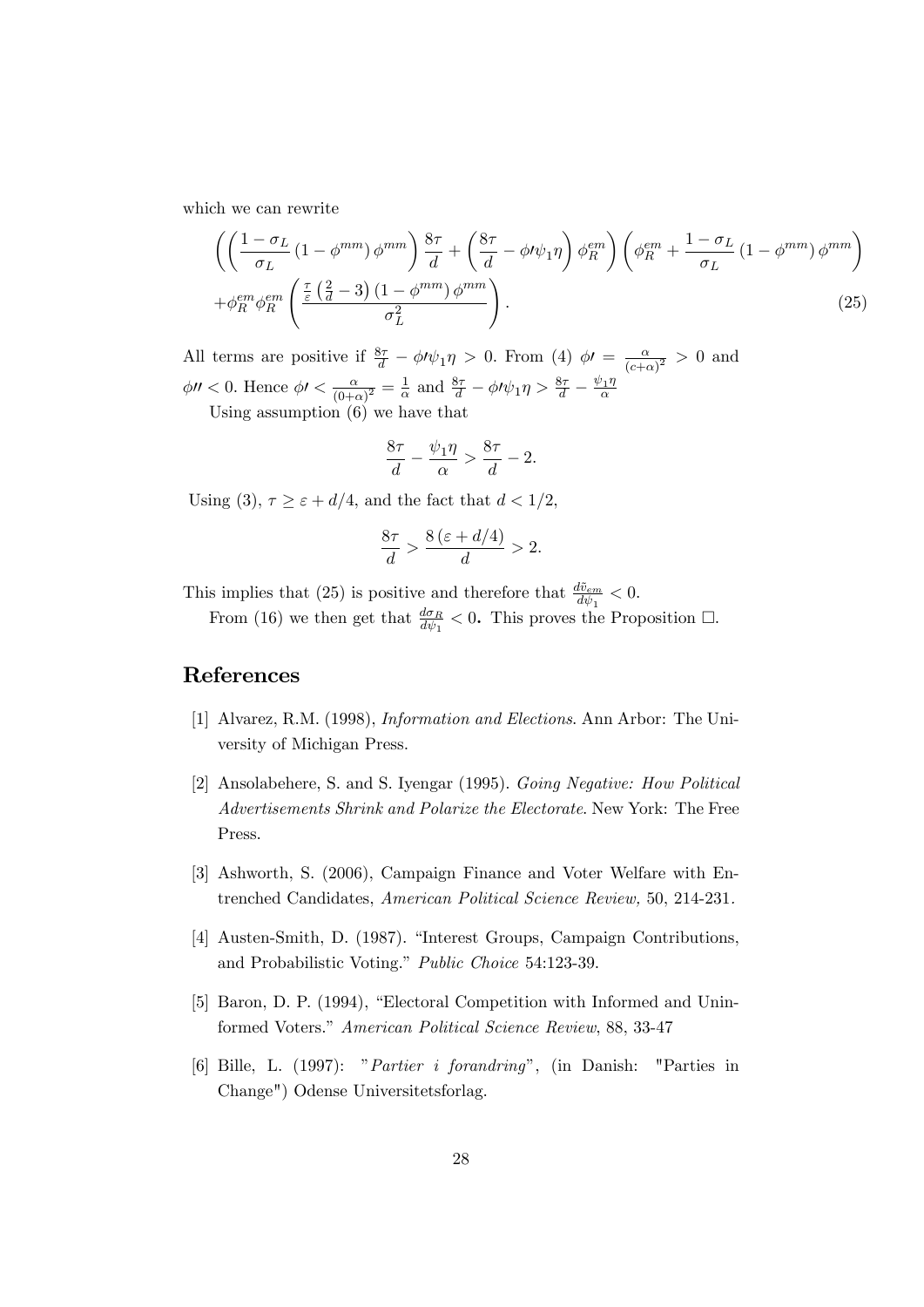which we can rewrite

$$
\left(\left(\frac{1-\sigma_L}{\sigma_L}\left(1-\phi^{mm}\right)\phi^{mm}\right)\frac{8\tau}{d}+\left(\frac{8\tau}{d}-\phi\prime\psi_1\eta\right)\phi_R^{em}\right)\left(\phi_R^{em}+\frac{1-\sigma_L}{\sigma_L}\left(1-\phi^{mm}\right)\phi^{mm}\right)
$$
$$
+\phi_R^{em}\phi_R^{em}\left(\frac{\frac{\tau}{\varepsilon}\left(\frac{2}{d}-3\right)\left(1-\phi^{mm}\right)\phi^{mm}}{\sigma_L^2}\right). \tag{25}
$$

All terms are positive if $\frac{8\tau}{d}-\phi\prime\psi_1\eta>0$. From (4) $\phi\prime=\frac{\alpha}{(c+\alpha)^2}>0$ and $\phi\prime\prime<0$. Hence $\phi\prime<\frac{\alpha}{(0+\alpha)^2}=\frac{1}{\alpha}$ and $\frac{8\tau}{d}-\phi\prime\psi_1\eta>\frac{8\tau}{d}-\frac{\psi_1\eta}{\alpha}$

Using assumption (6) we have that

$$
\frac{8\tau}{d}-\frac{\psi_1\eta}{\alpha}>\frac{8\tau}{d}-2.
$$

Using (3), $\tau\geq\varepsilon+d/4$, and the fact that $d<1/2$,

$$
\frac{8\tau}{d}>\frac{8\left(\varepsilon+d/4\right)}{d}>2.
$$

This implies that (25) is positive and therefore that $\frac{d\tilde{v}_{em}}{d\psi_1}<0$.

From (16) we then get that $\frac{d\sigma_R}{d\psi_1}<0$. This proves the Proposition □.

## References

[1] Alvarez, R.M. (1998), *Information and Elections*. Ann Arbor: The University of Michigan Press.

[2] Ansolabehere, S. and S. Iyengar (1995). *Going Negative: How Political Advertisements Shrink and Polarize the Electorate*. New York: The Free Press.

[3] Ashworth, S. (2006), Campaign Finance and Voter Welfare with Entrenched Candidates, *American Political Science Review*, 50, 214-231.

[4] Austen-Smith, D. (1987). "Interest Groups, Campaign Contributions, and Probabilistic Voting." *Public Choice* 54:123-39.

[5] Baron, D. P. (1994), "Electoral Competition with Informed and Uninformed Voters." *American Political Science Review*, 88, 33-47

[6] Bille, L. (1997): "*Partier i forandring*", (in Danish: "Parties in Change") Odense Universitetsforlag.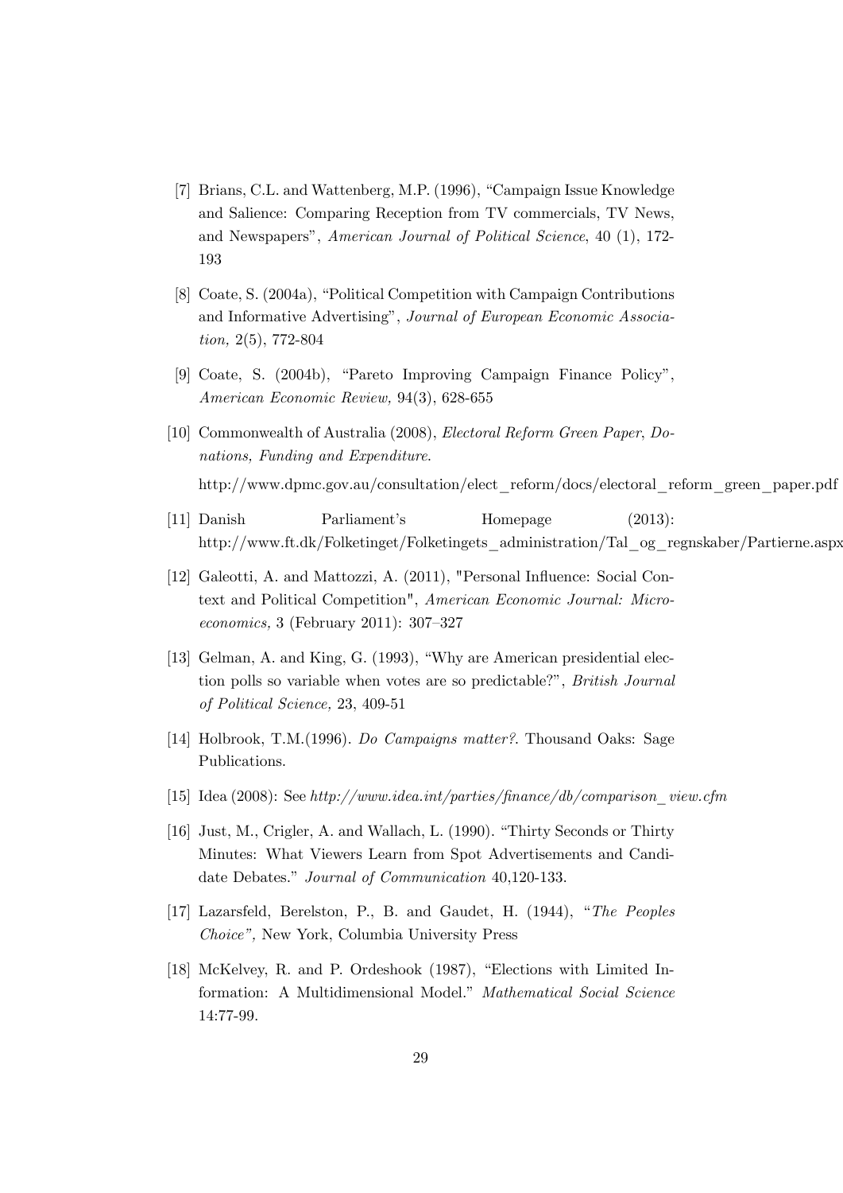[7] Brians, C.L. and Wattenberg, M.P. (1996), “Campaign Issue Knowledge and Salience: Comparing Reception from TV commercials, TV News, and Newspapers”, *American Journal of Political Science*, 40 (1), 172-193

[8] Coate, S. (2004a), “Political Competition with Campaign Contributions and Informative Advertising”, *Journal of European Economic Association,* 2(5), 772-804

[9] Coate, S. (2004b), “Pareto Improving Campaign Finance Policy”, *American Economic Review,* 94(3), 628-655

[10] Commonwealth of Australia (2008), *Electoral Reform Green Paper*, *Donations, Funding and Expenditure*.
http://www.dpmc.gov.au/consultation/elect_reform/docs/electoral_reform_green_paper.pdf

[11] Danish Parliament’s Homepage (2013): http://www.ft.dk/Folketinget/Folketingets_administration/Tal_og_regnskaber/Partierne.aspx

[12] Galeotti, A. and Mattozzi, A. (2011), "Personal Influence: Social Context and Political Competition", *American Economic Journal: Microeconomics,* 3 (February 2011): 307–327

[13] Gelman, A. and King, G. (1993), “Why are American presidential election polls so variable when votes are so predictable?”, *British Journal of Political Science,* 23, 409-51

[14] Holbrook, T.M.(1996). *Do Campaigns matter?*. Thousand Oaks: Sage Publications.

[15] Idea (2008): See *http://www.idea.int/parties/finance/db/comparison_view.cfm*

[16] Just, M., Crigler, A. and Wallach, L. (1990). “Thirty Seconds or Thirty Minutes: What Viewers Learn from Spot Advertisements and Candidate Debates.” *Journal of Communication* 40,120-133.

[17] Lazarsfeld, Berelston, P., B. and Gaudet, H. (1944), “*The Peoples Choice”,* New York, Columbia University Press

[18] McKelvey, R. and P. Ordeshook (1987), “Elections with Limited Information: A Multidimensional Model.” *Mathematical Social Science* 14:77-99.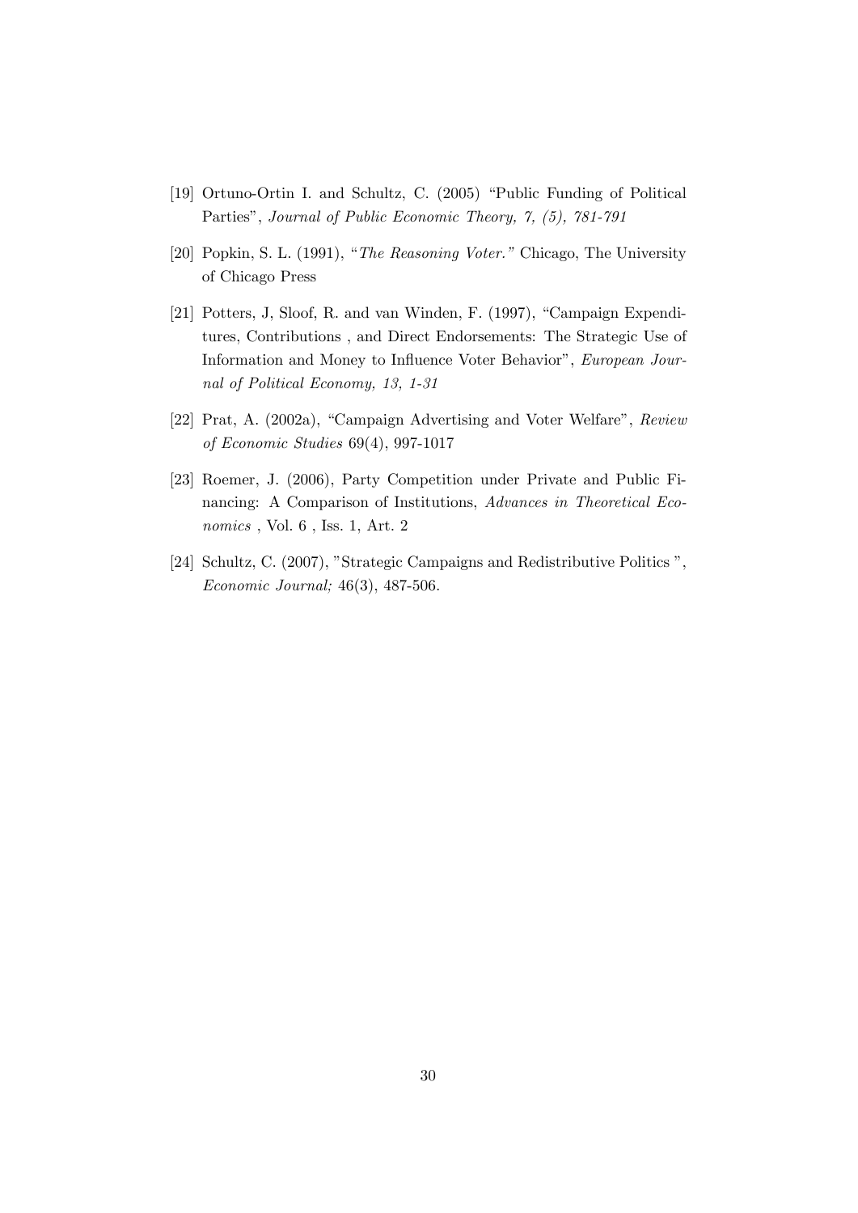[19] Ortuno-Ortin I. and Schultz, C. (2005) "Public Funding of Political Parties", *Journal of Public Economic Theory, 7, (5), 781-791*

[20] Popkin, S. L. (1991), "*The Reasoning Voter.*" Chicago, The University of Chicago Press

[21] Potters, J, Sloof, R. and van Winden, F. (1997), "Campaign Expenditures, Contributions , and Direct Endorsements: The Strategic Use of Information and Money to Influence Voter Behavior", *European Journal of Political Economy, 13, 1-31*

[22] Prat, A. (2002a), "Campaign Advertising and Voter Welfare", *Review of Economic Studies* 69(4), 997-1017

[23] Roemer, J. (2006), Party Competition under Private and Public Financing: A Comparison of Institutions, *Advances in Theoretical Economics* , Vol. 6 , Iss. 1, Art. 2

[24] Schultz, C. (2007), "Strategic Campaigns and Redistributive Politics ", *Economic Journal;* 46(3), 487-506.